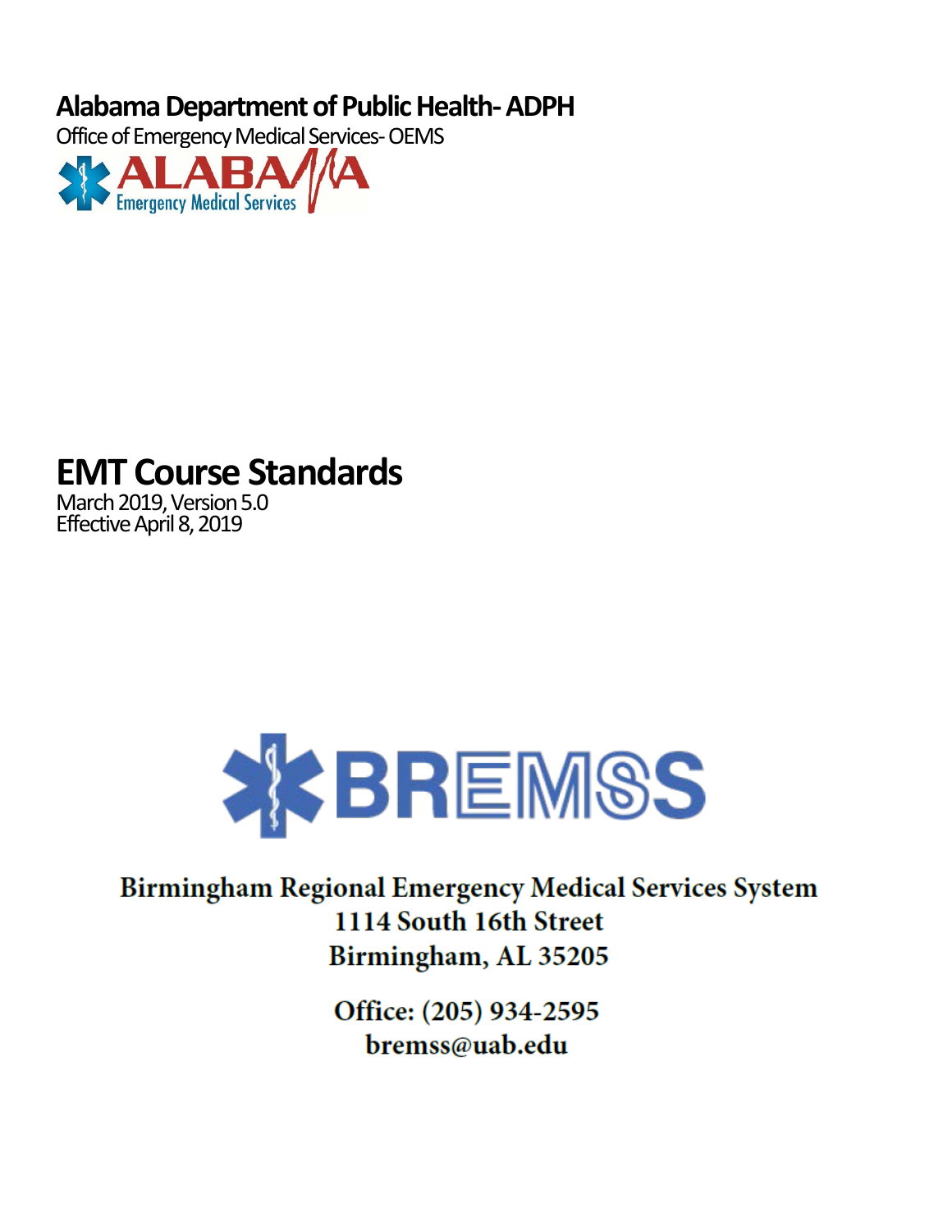**Alabama Department of Public Health- ADPH**

Office of Emergency Medical Services- OEMS

ALABAMA Emergency Medical Services

# EMT Course Standards

March 2019, Version 5.0

Effective April 8, 2019

BREMSS

**Birmingham Regional Emergency Medical Services System**

**1114 South 16th Street**

**Birmingham, AL 35205**

**Office: (205) 934-2595**

**bremss@uab.edu**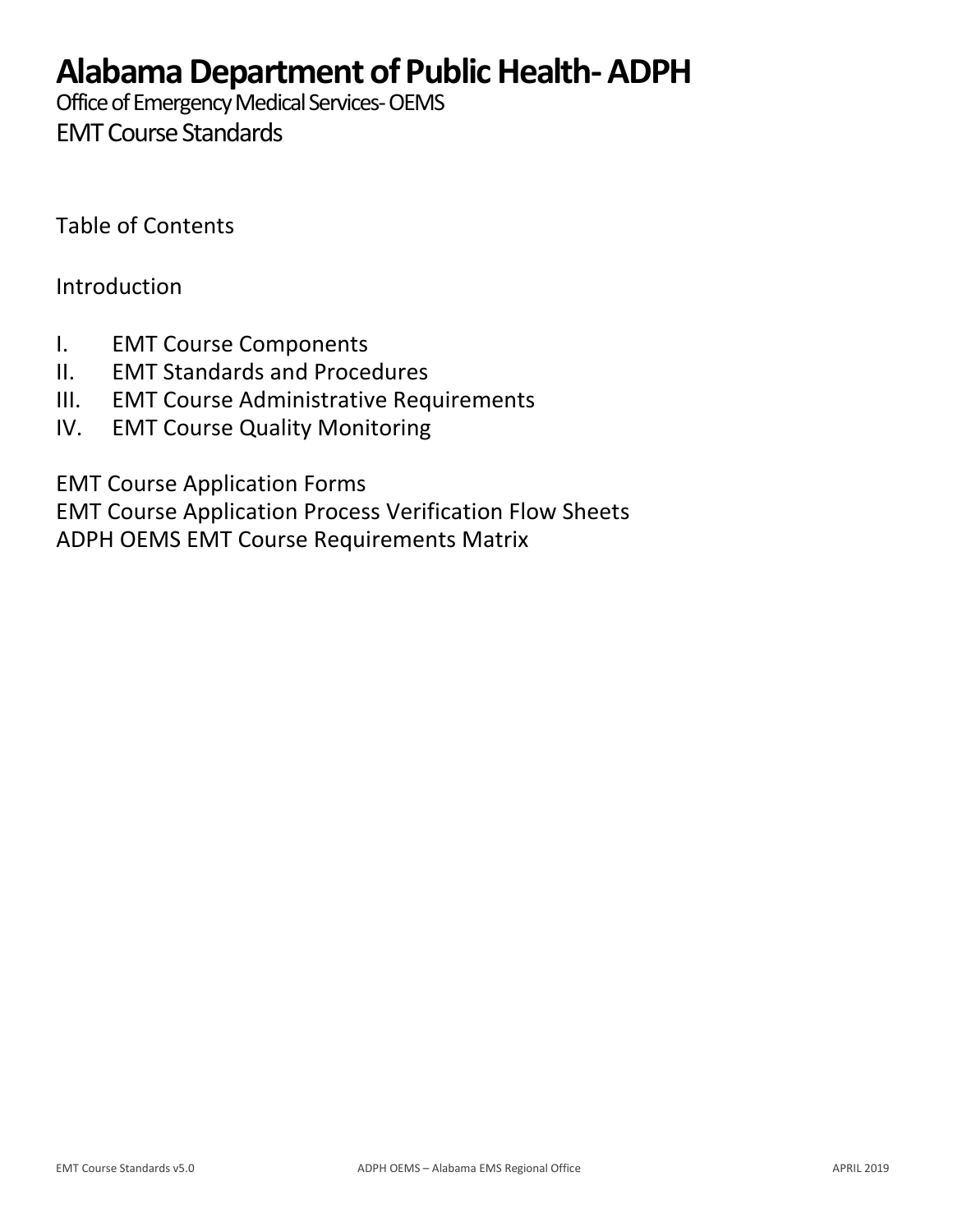# Alabama Department of Public Health- ADPH

Office of Emergency Medical Services- OEMS

EMT Course Standards

Table of Contents

Introduction

I. EMT Course Components
II. EMT Standards and Procedures
III. EMT Course Administrative Requirements
IV. EMT Course Quality Monitoring

EMT Course Application Forms
EMT Course Application Process Verification Flow Sheets
ADPH OEMS EMT Course Requirements Matrix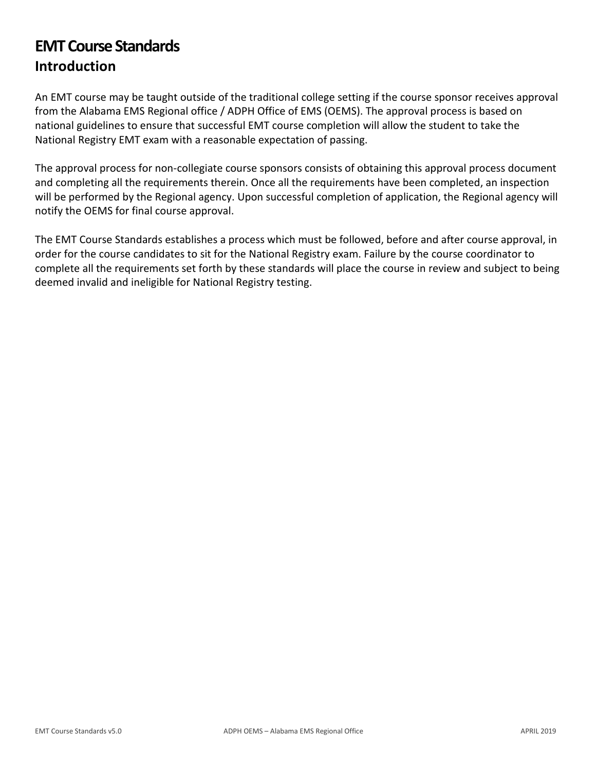# EMT Course Standards

## Introduction

An EMT course may be taught outside of the traditional college setting if the course sponsor receives approval from the Alabama EMS Regional office / ADPH Office of EMS (OEMS). The approval process is based on national guidelines to ensure that successful EMT course completion will allow the student to take the National Registry EMT exam with a reasonable expectation of passing.

The approval process for non-collegiate course sponsors consists of obtaining this approval process document and completing all the requirements therein. Once all the requirements have been completed, an inspection will be performed by the Regional agency. Upon successful completion of application, the Regional agency will notify the OEMS for final course approval.

The EMT Course Standards establishes a process which must be followed, before and after course approval, in order for the course candidates to sit for the National Registry exam. Failure by the course coordinator to complete all the requirements set forth by these standards will place the course in review and subject to being deemed invalid and ineligible for National Registry testing.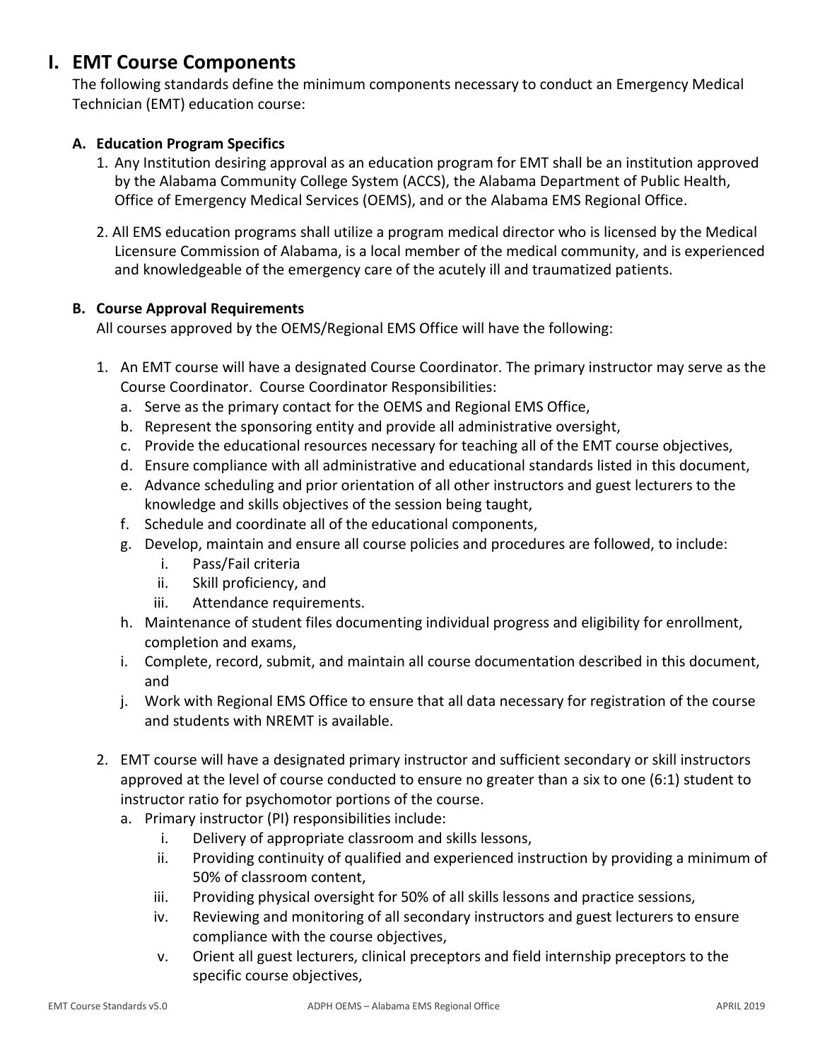# I. EMT Course Components

The following standards define the minimum components necessary to conduct an Emergency Medical Technician (EMT) education course:

### A. Education Program Specifics

1. Any Institution desiring approval as an education program for EMT shall be an institution approved by the Alabama Community College System (ACCS), the Alabama Department of Public Health, Office of Emergency Medical Services (OEMS), and or the Alabama EMS Regional Office.
2. All EMS education programs shall utilize a program medical director who is licensed by the Medical Licensure Commission of Alabama, is a local member of the medical community, and is experienced and knowledgeable of the emergency care of the acutely ill and traumatized patients.

### B. Course Approval Requirements

All courses approved by the OEMS/Regional EMS Office will have the following:

1. An EMT course will have a designated Course Coordinator. The primary instructor may serve as the Course Coordinator. Course Coordinator Responsibilities:
   a. Serve as the primary contact for the OEMS and Regional EMS Office,
   b. Represent the sponsoring entity and provide all administrative oversight,
   c. Provide the educational resources necessary for teaching all of the EMT course objectives,
   d. Ensure compliance with all administrative and educational standards listed in this document,
   e. Advance scheduling and prior orientation of all other instructors and guest lecturers to the knowledge and skills objectives of the session being taught,
   f. Schedule and coordinate all of the educational components,
   g. Develop, maintain and ensure all course policies and procedures are followed, to include:
      i. Pass/Fail criteria
      ii. Skill proficiency, and
      iii. Attendance requirements.
   h. Maintenance of student files documenting individual progress and eligibility for enrollment, completion and exams,
   i. Complete, record, submit, and maintain all course documentation described in this document, and
   j. Work with Regional EMS Office to ensure that all data necessary for registration of the course and students with NREMT is available.
2. EMT course will have a designated primary instructor and sufficient secondary or skill instructors approved at the level of course conducted to ensure no greater than a six to one (6:1) student to instructor ratio for psychomotor portions of the course.
   a. Primary instructor (PI) responsibilities include:
      i. Delivery of appropriate classroom and skills lessons,
      ii. Providing continuity of qualified and experienced instruction by providing a minimum of 50% of classroom content,
      iii. Providing physical oversight for 50% of all skills lessons and practice sessions,
      iv. Reviewing and monitoring of all secondary instructors and guest lecturers to ensure compliance with the course objectives,
      v. Orient all guest lecturers, clinical preceptors and field internship preceptors to the specific course objectives,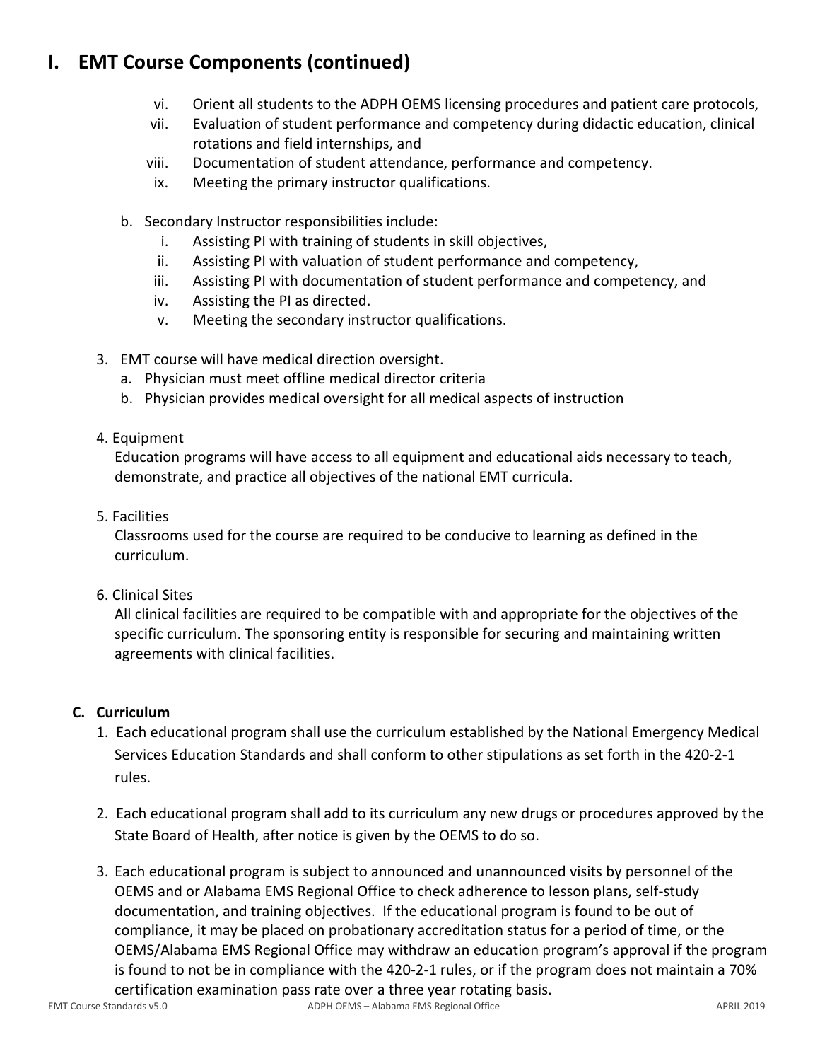# I. EMT Course Components (continued)

vi. Orient all students to the ADPH OEMS licensing procedures and patient care protocols,

vii. Evaluation of student performance and competency during didactic education, clinical rotations and field internships, and

viii. Documentation of student attendance, performance and competency.

ix. Meeting the primary instructor qualifications.

b. Secondary Instructor responsibilities include:

   i. Assisting PI with training of students in skill objectives,

   ii. Assisting PI with valuation of student performance and competency,

   iii. Assisting PI with documentation of student performance and competency, and

   iv. Assisting the PI as directed.

   v. Meeting the secondary instructor qualifications.

3. EMT course will have medical direction oversight.
   a. Physician must meet offline medical director criteria
   b. Physician provides medical oversight for all medical aspects of instruction

4. Equipment

   Education programs will have access to all equipment and educational aids necessary to teach, demonstrate, and practice all objectives of the national EMT curricula.

5. Facilities

   Classrooms used for the course are required to be conducive to learning as defined in the curriculum.

6. Clinical Sites

   All clinical facilities are required to be compatible with and appropriate for the objectives of the specific curriculum. The sponsoring entity is responsible for securing and maintaining written agreements with clinical facilities.

## C. Curriculum

1. Each educational program shall use the curriculum established by the National Emergency Medical Services Education Standards and shall conform to other stipulations as set forth in the 420-2-1 rules.

2. Each educational program shall add to its curriculum any new drugs or procedures approved by the State Board of Health, after notice is given by the OEMS to do so.

3. Each educational program is subject to announced and unannounced visits by personnel of the OEMS and or Alabama EMS Regional Office to check adherence to lesson plans, self-study documentation, and training objectives. If the educational program is found to be out of compliance, it may be placed on probationary accreditation status for a period of time, or the OEMS/Alabama EMS Regional Office may withdraw an education program's approval if the program is found to not be in compliance with the 420-2-1 rules, or if the program does not maintain a 70% certification examination pass rate over a three year rotating basis.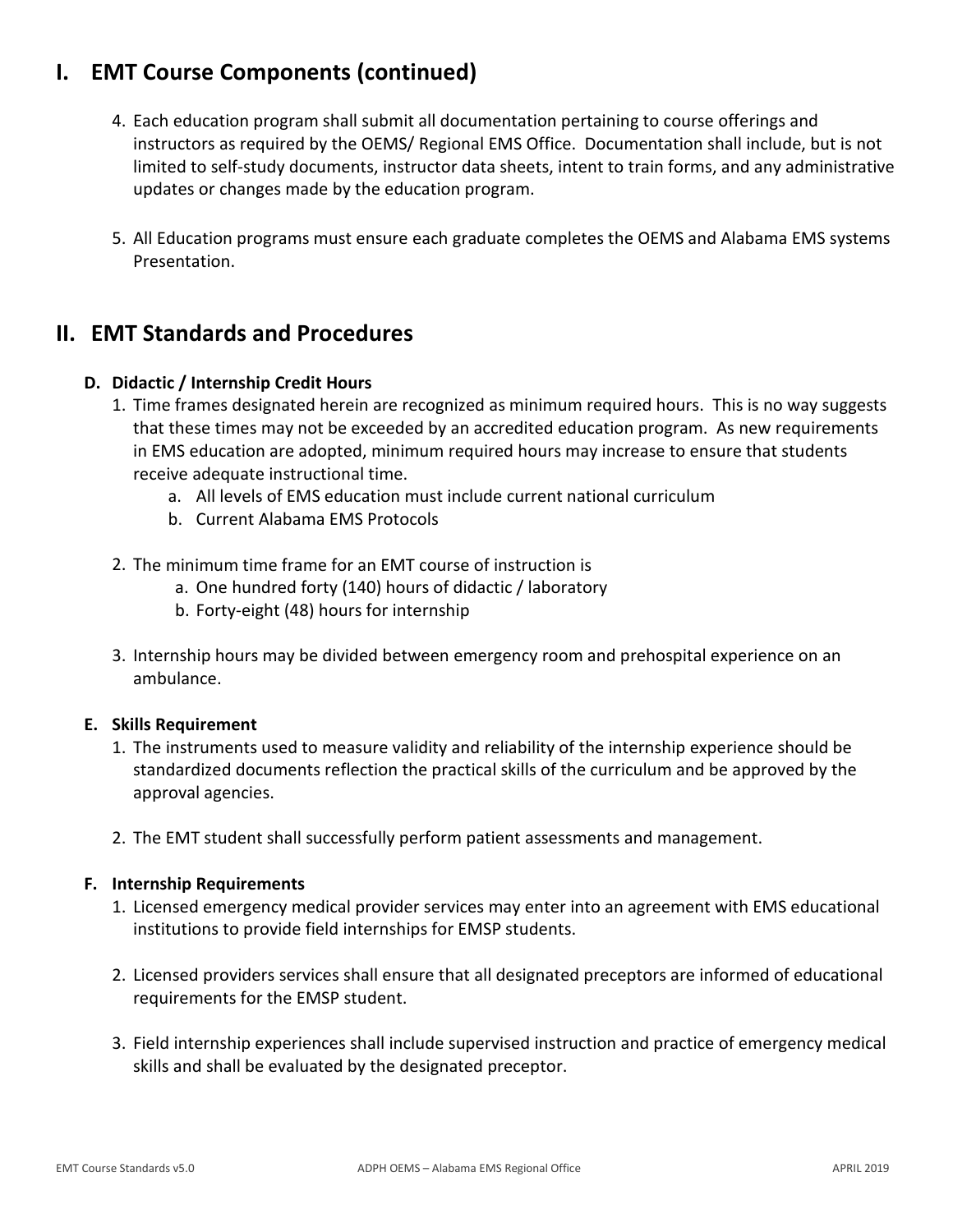## I. EMT Course Components (continued)

4. Each education program shall submit all documentation pertaining to course offerings and instructors as required by the OEMS/ Regional EMS Office. Documentation shall include, but is not limited to self-study documents, instructor data sheets, intent to train forms, and any administrative updates or changes made by the education program.

5. All Education programs must ensure each graduate completes the OEMS and Alabama EMS systems Presentation.

## II. EMT Standards and Procedures

### D. Didactic / Internship Credit Hours

1. Time frames designated herein are recognized as minimum required hours. This is no way suggests that these times may not be exceeded by an accredited education program. As new requirements in EMS education are adopted, minimum required hours may increase to ensure that students receive adequate instructional time.
    a. All levels of EMS education must include current national curriculum
    b. Current Alabama EMS Protocols

2. The minimum time frame for an EMT course of instruction is
    a. One hundred forty (140) hours of didactic / laboratory
    b. Forty-eight (48) hours for internship

3. Internship hours may be divided between emergency room and prehospital experience on an ambulance.

### E. Skills Requirement

1. The instruments used to measure validity and reliability of the internship experience should be standardized documents reflection the practical skills of the curriculum and be approved by the approval agencies.

2. The EMT student shall successfully perform patient assessments and management.

### F. Internship Requirements

1. Licensed emergency medical provider services may enter into an agreement with EMS educational institutions to provide field internships for EMSP students.

2. Licensed providers services shall ensure that all designated preceptors are informed of educational requirements for the EMSP student.

3. Field internship experiences shall include supervised instruction and practice of emergency medical skills and shall be evaluated by the designated preceptor.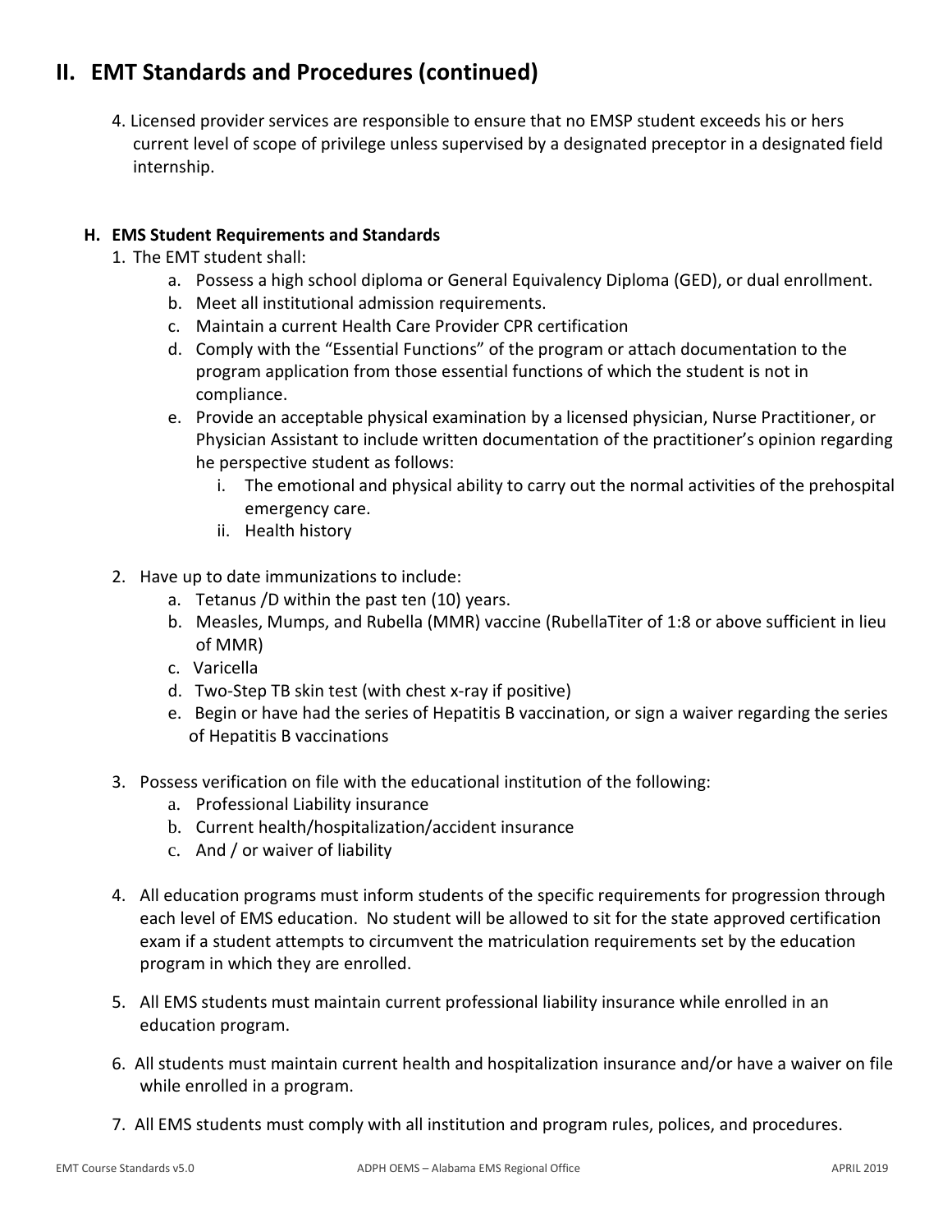# II. EMT Standards and Procedures (continued)

4. Licensed provider services are responsible to ensure that no EMSP student exceeds his or hers current level of scope of privilege unless supervised by a designated preceptor in a designated field internship.

**H. EMS Student Requirements and Standards**

1. The EMT student shall:
   a. Possess a high school diploma or General Equivalency Diploma (GED), or dual enrollment.
   b. Meet all institutional admission requirements.
   c. Maintain a current Health Care Provider CPR certification
   d. Comply with the "Essential Functions" of the program or attach documentation to the program application from those essential functions of which the student is not in compliance.
   e. Provide an acceptable physical examination by a licensed physician, Nurse Practitioner, or Physician Assistant to include written documentation of the practitioner's opinion regarding he perspective student as follows:
      i. The emotional and physical ability to carry out the normal activities of the prehospital emergency care.
      ii. Health history

2. Have up to date immunizations to include:
   a. Tetanus /D within the past ten (10) years.
   b. Measles, Mumps, and Rubella (MMR) vaccine (RubellaTiter of 1:8 or above sufficient in lieu of MMR)
   c. Varicella
   d. Two-Step TB skin test (with chest x-ray if positive)
   e. Begin or have had the series of Hepatitis B vaccination, or sign a waiver regarding the series of Hepatitis B vaccinations

3. Possess verification on file with the educational institution of the following:
   a. Professional Liability insurance
   b. Current health/hospitalization/accident insurance
   c. And / or waiver of liability

4. All education programs must inform students of the specific requirements for progression through each level of EMS education. No student will be allowed to sit for the state approved certification exam if a student attempts to circumvent the matriculation requirements set by the education program in which they are enrolled.

5. All EMS students must maintain current professional liability insurance while enrolled in an education program.

6. All students must maintain current health and hospitalization insurance and/or have a waiver on file while enrolled in a program.

7. All EMS students must comply with all institution and program rules, polices, and procedures.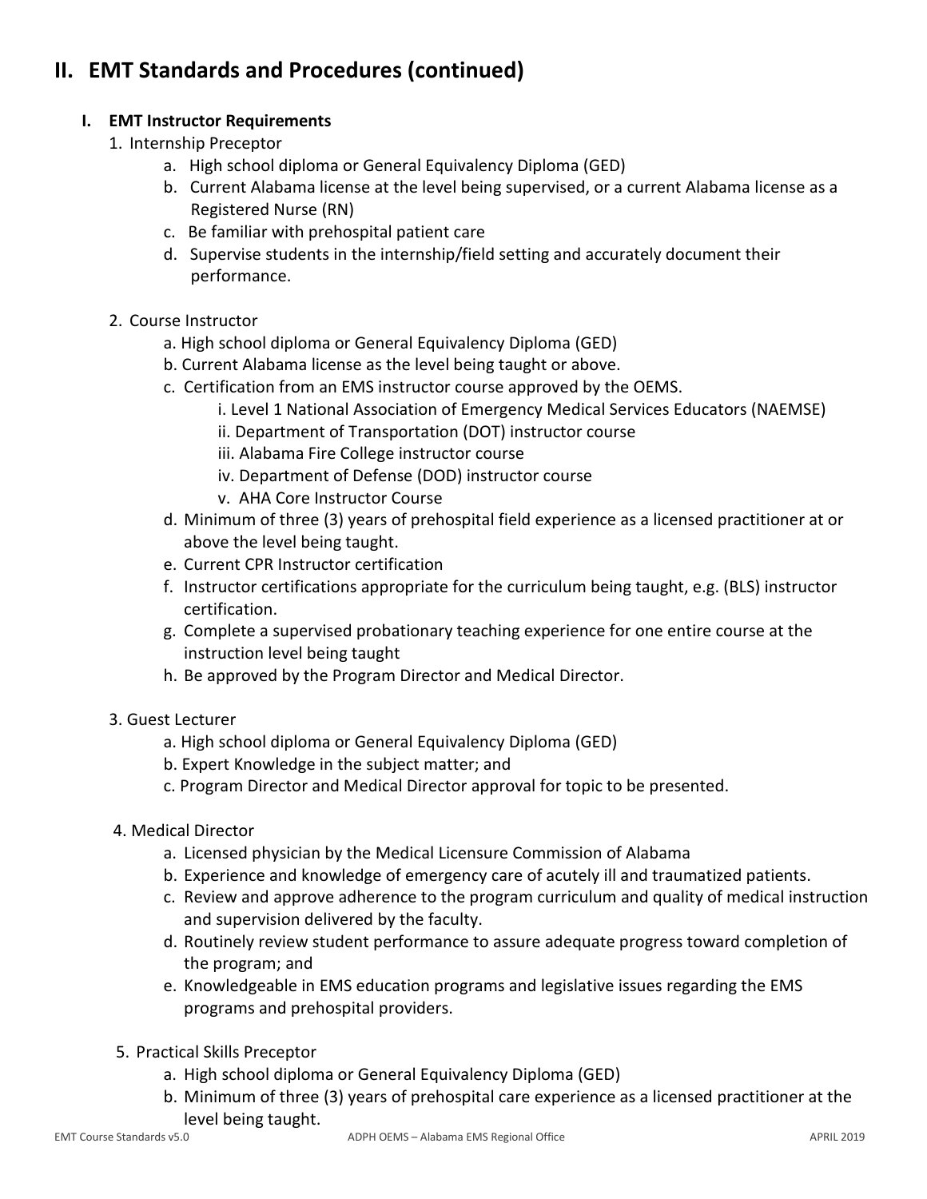## II. EMT Standards and Procedures (continued)

### I. EMT Instructor Requirements

1. Internship Preceptor
   a. High school diploma or General Equivalency Diploma (GED)
   b. Current Alabama license at the level being supervised, or a current Alabama license as a Registered Nurse (RN)
   c. Be familiar with prehospital patient care
   d. Supervise students in the internship/field setting and accurately document their performance.

2. Course Instructor
   a. High school diploma or General Equivalency Diploma (GED)
   b. Current Alabama license as the level being taught or above.
   c. Certification from an EMS instructor course approved by the OEMS.
      i. Level 1 National Association of Emergency Medical Services Educators (NAEMSE)
      ii. Department of Transportation (DOT) instructor course
      iii. Alabama Fire College instructor course
      iv. Department of Defense (DOD) instructor course
      v. AHA Core Instructor Course
   d. Minimum of three (3) years of prehospital field experience as a licensed practitioner at or above the level being taught.
   e. Current CPR Instructor certification
   f. Instructor certifications appropriate for the curriculum being taught, e.g. (BLS) instructor certification.
   g. Complete a supervised probationary teaching experience for one entire course at the instruction level being taught
   h. Be approved by the Program Director and Medical Director.

3. Guest Lecturer
   a. High school diploma or General Equivalency Diploma (GED)
   b. Expert Knowledge in the subject matter; and
   c. Program Director and Medical Director approval for topic to be presented.

4. Medical Director
   a. Licensed physician by the Medical Licensure Commission of Alabama
   b. Experience and knowledge of emergency care of acutely ill and traumatized patients.
   c. Review and approve adherence to the program curriculum and quality of medical instruction and supervision delivered by the faculty.
   d. Routinely review student performance to assure adequate progress toward completion of the program; and
   e. Knowledgeable in EMS education programs and legislative issues regarding the EMS programs and prehospital providers.

5. Practical Skills Preceptor
   a. High school diploma or General Equivalency Diploma (GED)
   b. Minimum of three (3) years of prehospital care experience as a licensed practitioner at the level being taught.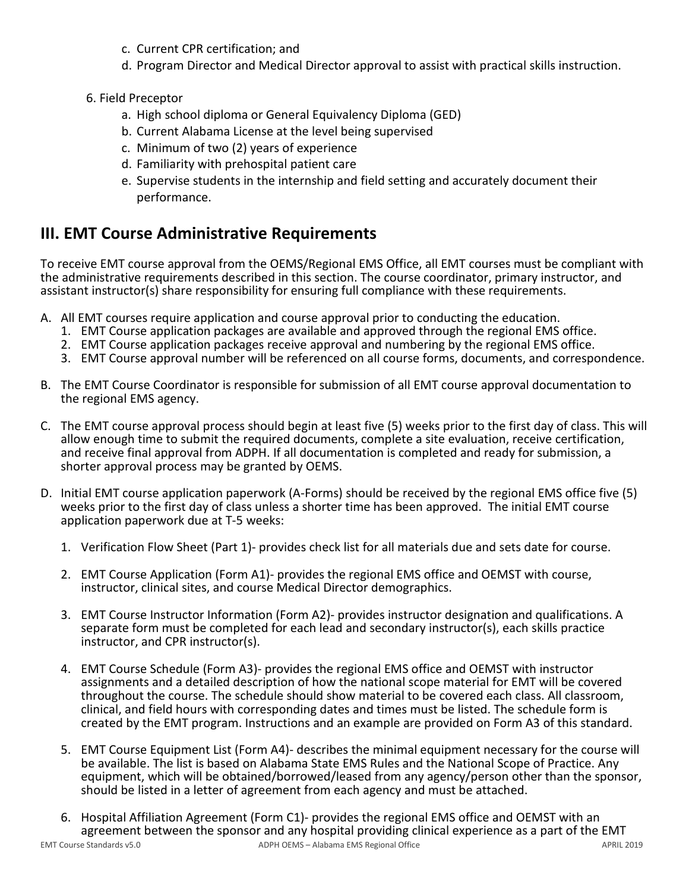c. Current CPR certification; and
   d. Program Director and Medical Director approval to assist with practical skills instruction.

6. Field Preceptor
   a. High school diploma or General Equivalency Diploma (GED)
   b. Current Alabama License at the level being supervised
   c. Minimum of two (2) years of experience
   d. Familiarity with prehospital patient care
   e. Supervise students in the internship and field setting and accurately document their performance.

## III. EMT Course Administrative Requirements

To receive EMT course approval from the OEMS/Regional EMS Office, all EMT courses must be compliant with the administrative requirements described in this section. The course coordinator, primary instructor, and assistant instructor(s) share responsibility for ensuring full compliance with these requirements.

A. All EMT courses require application and course approval prior to conducting the education.
   1. EMT Course application packages are available and approved through the regional EMS office.
   2. EMT Course application packages receive approval and numbering by the regional EMS office.
   3. EMT Course approval number will be referenced on all course forms, documents, and correspondence.

B. The EMT Course Coordinator is responsible for submission of all EMT course approval documentation to the regional EMS agency.

C. The EMT course approval process should begin at least five (5) weeks prior to the first day of class. This will allow enough time to submit the required documents, complete a site evaluation, receive certification, and receive final approval from ADPH. If all documentation is completed and ready for submission, a shorter approval process may be granted by OEMS.

D. Initial EMT course application paperwork (A-Forms) should be received by the regional EMS office five (5) weeks prior to the first day of class unless a shorter time has been approved. The initial EMT course application paperwork due at T-5 weeks:

   1. Verification Flow Sheet (Part 1)- provides check list for all materials due and sets date for course.

   2. EMT Course Application (Form A1)- provides the regional EMS office and OEMST with course, instructor, clinical sites, and course Medical Director demographics.

   3. EMT Course Instructor Information (Form A2)- provides instructor designation and qualifications. A separate form must be completed for each lead and secondary instructor(s), each skills practice instructor, and CPR instructor(s).

   4. EMT Course Schedule (Form A3)- provides the regional EMS office and OEMST with instructor assignments and a detailed description of how the national scope material for EMT will be covered throughout the course. The schedule should show material to be covered each class. All classroom, clinical, and field hours with corresponding dates and times must be listed. The schedule form is created by the EMT program. Instructions and an example are provided on Form A3 of this standard.

   5. EMT Course Equipment List (Form A4)- describes the minimal equipment necessary for the course will be available. The list is based on Alabama State EMS Rules and the National Scope of Practice. Any equipment, which will be obtained/borrowed/leased from any agency/person other than the sponsor, should be listed in a letter of agreement from each agency and must be attached.

   6. Hospital Affiliation Agreement (Form C1)- provides the regional EMS office and OEMST with an agreement between the sponsor and any hospital providing clinical experience as a part of the EMT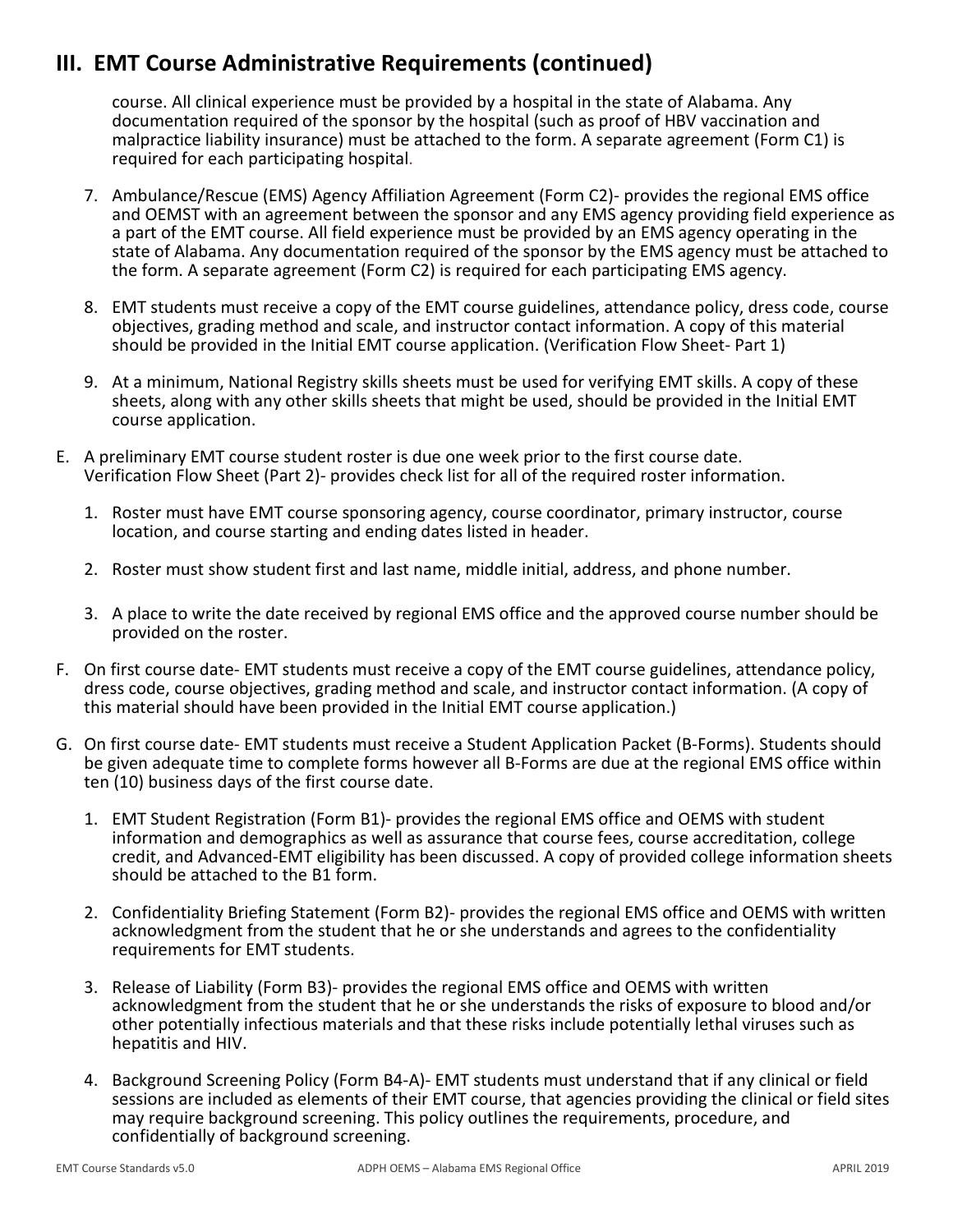## III. EMT Course Administrative Requirements (continued)

course. All clinical experience must be provided by a hospital in the state of Alabama. Any documentation required of the sponsor by the hospital (such as proof of HBV vaccination and malpractice liability insurance) must be attached to the form. A separate agreement (Form C1) is required for each participating hospital.

7. Ambulance/Rescue (EMS) Agency Affiliation Agreement (Form C2)- provides the regional EMS office and OEMST with an agreement between the sponsor and any EMS agency providing field experience as a part of the EMT course. All field experience must be provided by an EMS agency operating in the state of Alabama. Any documentation required of the sponsor by the EMS agency must be attached to the form. A separate agreement (Form C2) is required for each participating EMS agency.

8. EMT students must receive a copy of the EMT course guidelines, attendance policy, dress code, course objectives, grading method and scale, and instructor contact information. A copy of this material should be provided in the Initial EMT course application. (Verification Flow Sheet- Part 1)

9. At a minimum, National Registry skills sheets must be used for verifying EMT skills. A copy of these sheets, along with any other skills sheets that might be used, should be provided in the Initial EMT course application.

E. A preliminary EMT course student roster is due one week prior to the first course date. Verification Flow Sheet (Part 2)- provides check list for all of the required roster information.

   1. Roster must have EMT course sponsoring agency, course coordinator, primary instructor, course location, and course starting and ending dates listed in header.

   2. Roster must show student first and last name, middle initial, address, and phone number.

   3. A place to write the date received by regional EMS office and the approved course number should be provided on the roster.

F. On first course date- EMT students must receive a copy of the EMT course guidelines, attendance policy, dress code, course objectives, grading method and scale, and instructor contact information. (A copy of this material should have been provided in the Initial EMT course application.)

G. On first course date- EMT students must receive a Student Application Packet (B-Forms). Students should be given adequate time to complete forms however all B-Forms are due at the regional EMS office within ten (10) business days of the first course date.

   1. EMT Student Registration (Form B1)- provides the regional EMS office and OEMS with student information and demographics as well as assurance that course fees, course accreditation, college credit, and Advanced-EMT eligibility has been discussed. A copy of provided college information sheets should be attached to the B1 form.

   2. Confidentiality Briefing Statement (Form B2)- provides the regional EMS office and OEMS with written acknowledgment from the student that he or she understands and agrees to the confidentiality requirements for EMT students.

   3. Release of Liability (Form B3)- provides the regional EMS office and OEMS with written acknowledgment from the student that he or she understands the risks of exposure to blood and/or other potentially infectious materials and that these risks include potentially lethal viruses such as hepatitis and HIV.

   4. Background Screening Policy (Form B4-A)- EMT students must understand that if any clinical or field sessions are included as elements of their EMT course, that agencies providing the clinical or field sites may require background screening. This policy outlines the requirements, procedure, and confidentially of background screening.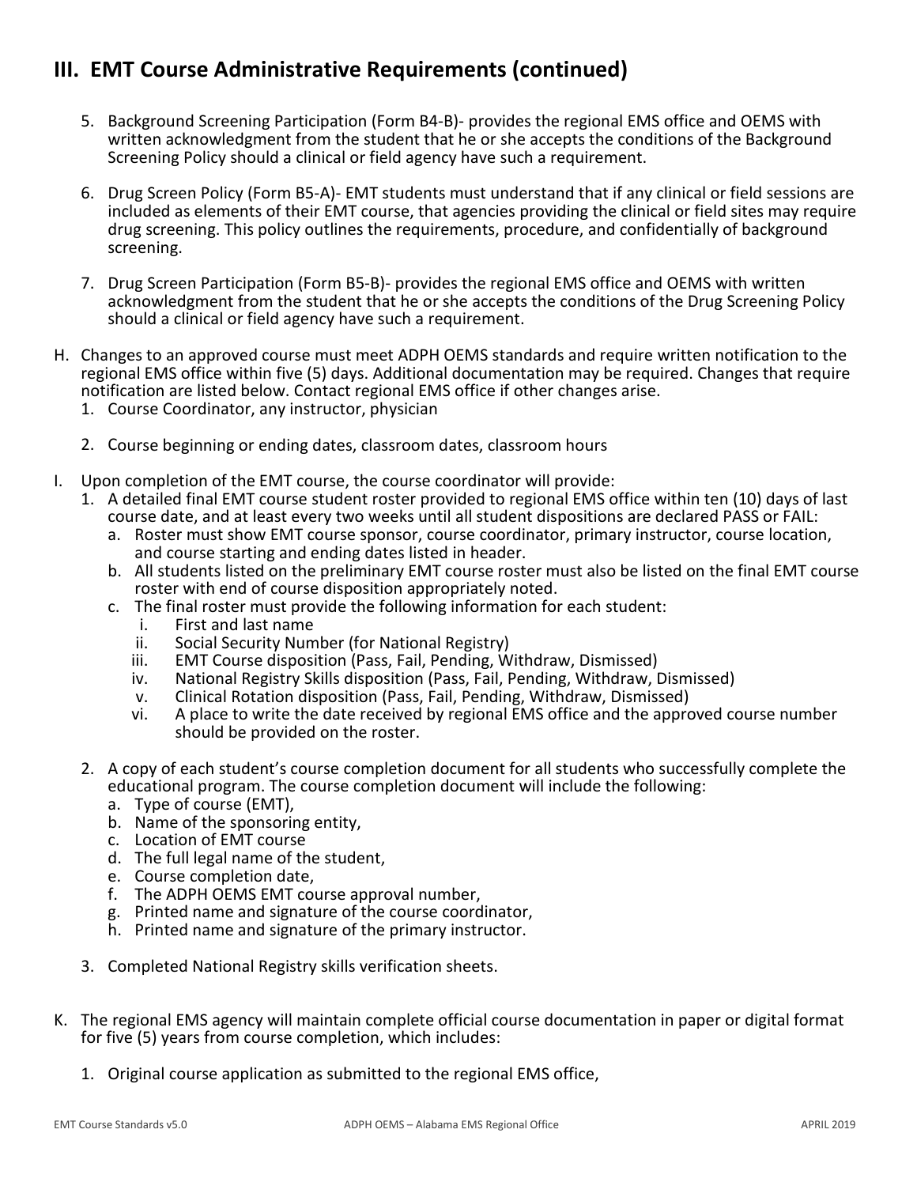## III. EMT Course Administrative Requirements (continued)

5. Background Screening Participation (Form B4-B)- provides the regional EMS office and OEMS with written acknowledgment from the student that he or she accepts the conditions of the Background Screening Policy should a clinical or field agency have such a requirement.

6. Drug Screen Policy (Form B5-A)- EMT students must understand that if any clinical or field sessions are included as elements of their EMT course, that agencies providing the clinical or field sites may require drug screening. This policy outlines the requirements, procedure, and confidentially of background screening.

7. Drug Screen Participation (Form B5-B)- provides the regional EMS office and OEMS with written acknowledgment from the student that he or she accepts the conditions of the Drug Screening Policy should a clinical or field agency have such a requirement.

H. Changes to an approved course must meet ADPH OEMS standards and require written notification to the regional EMS office within five (5) days. Additional documentation may be required. Changes that require notification are listed below. Contact regional EMS office if other changes arise.
   1. Course Coordinator, any instructor, physician
   2. Course beginning or ending dates, classroom dates, classroom hours

I. Upon completion of the EMT course, the course coordinator will provide:
   1. A detailed final EMT course student roster provided to regional EMS office within ten (10) days of last course date, and at least every two weeks until all student dispositions are declared PASS or FAIL:
      a. Roster must show EMT course sponsor, course coordinator, primary instructor, course location, and course starting and ending dates listed in header.
      b. All students listed on the preliminary EMT course roster must also be listed on the final EMT course roster with end of course disposition appropriately noted.
      c. The final roster must provide the following information for each student:
         i. First and last name
         ii. Social Security Number (for National Registry)
         iii. EMT Course disposition (Pass, Fail, Pending, Withdraw, Dismissed)
         iv. National Registry Skills disposition (Pass, Fail, Pending, Withdraw, Dismissed)
         v. Clinical Rotation disposition (Pass, Fail, Pending, Withdraw, Dismissed)
         vi. A place to write the date received by regional EMS office and the approved course number should be provided on the roster.
   2. A copy of each student's course completion document for all students who successfully complete the educational program. The course completion document will include the following:
      a. Type of course (EMT),
      b. Name of the sponsoring entity,
      c. Location of EMT course
      d. The full legal name of the student,
      e. Course completion date,
      f. The ADPH OEMS EMT course approval number,
      g. Printed name and signature of the course coordinator,
      h. Printed name and signature of the primary instructor.
   3. Completed National Registry skills verification sheets.

K. The regional EMS agency will maintain complete official course documentation in paper or digital format for five (5) years from course completion, which includes:
   1. Original course application as submitted to the regional EMS office,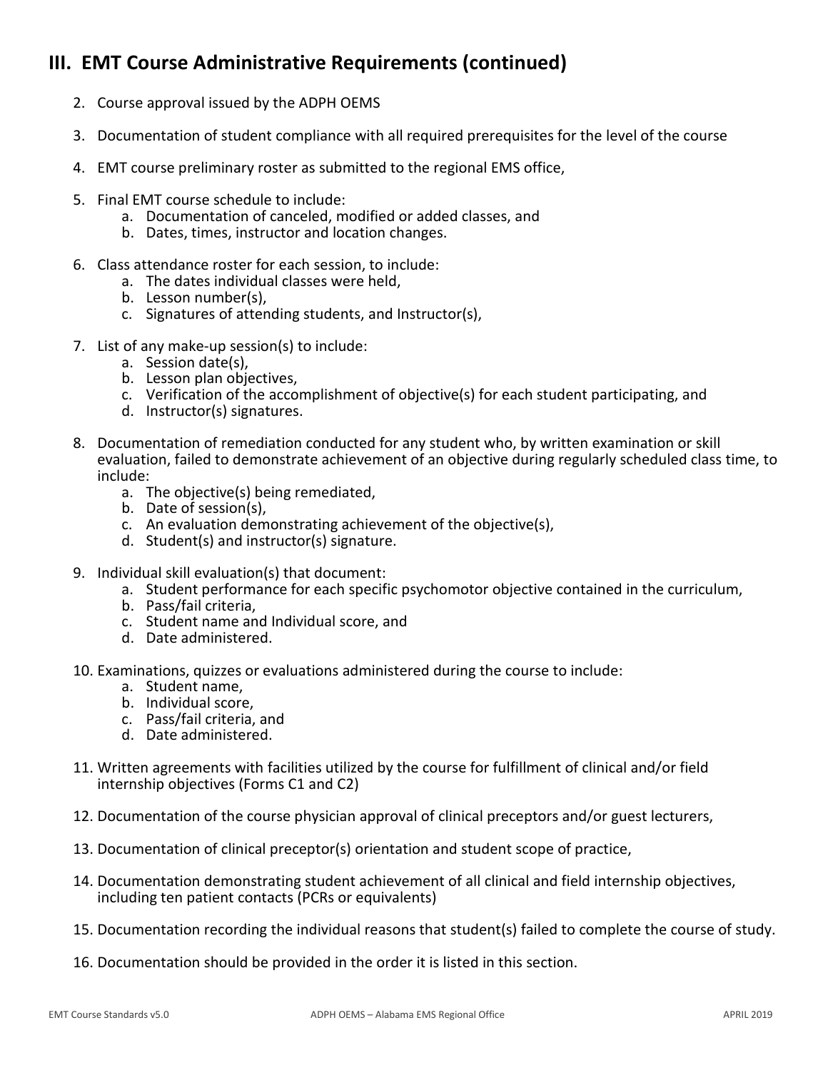## III. EMT Course Administrative Requirements (continued)

2. Course approval issued by the ADPH OEMS

3. Documentation of student compliance with all required prerequisites for the level of the course

4. EMT course preliminary roster as submitted to the regional EMS office,

5. Final EMT course schedule to include:
   a. Documentation of canceled, modified or added classes, and
   b. Dates, times, instructor and location changes.

6. Class attendance roster for each session, to include:
   a. The dates individual classes were held,
   b. Lesson number(s),
   c. Signatures of attending students, and Instructor(s),

7. List of any make-up session(s) to include:
   a. Session date(s),
   b. Lesson plan objectives,
   c. Verification of the accomplishment of objective(s) for each student participating, and
   d. Instructor(s) signatures.

8. Documentation of remediation conducted for any student who, by written examination or skill evaluation, failed to demonstrate achievement of an objective during regularly scheduled class time, to include:
   a. The objective(s) being remediated,
   b. Date of session(s),
   c. An evaluation demonstrating achievement of the objective(s),
   d. Student(s) and instructor(s) signature.

9. Individual skill evaluation(s) that document:
   a. Student performance for each specific psychomotor objective contained in the curriculum,
   b. Pass/fail criteria,
   c. Student name and Individual score, and
   d. Date administered.

10. Examinations, quizzes or evaluations administered during the course to include:
    a. Student name,
    b. Individual score,
    c. Pass/fail criteria, and
    d. Date administered.

11. Written agreements with facilities utilized by the course for fulfillment of clinical and/or field internship objectives (Forms C1 and C2)

12. Documentation of the course physician approval of clinical preceptors and/or guest lecturers,

13. Documentation of clinical preceptor(s) orientation and student scope of practice,

14. Documentation demonstrating student achievement of all clinical and field internship objectives, including ten patient contacts (PCRs or equivalents)

15. Documentation recording the individual reasons that student(s) failed to complete the course of study.

16. Documentation should be provided in the order it is listed in this section.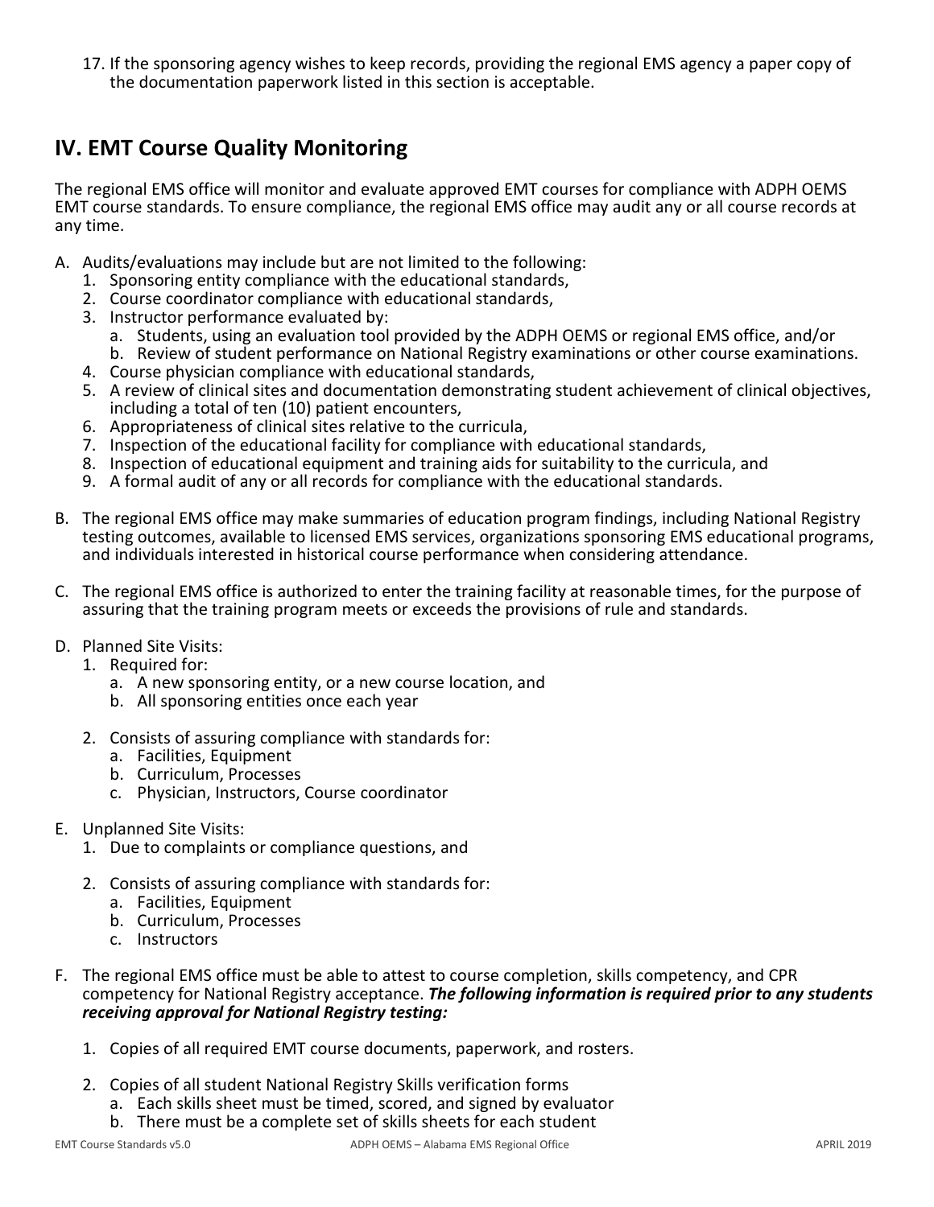17. If the sponsoring agency wishes to keep records, providing the regional EMS agency a paper copy of the documentation paperwork listed in this section is acceptable.

## IV. EMT Course Quality Monitoring

The regional EMS office will monitor and evaluate approved EMT courses for compliance with ADPH OEMS EMT course standards. To ensure compliance, the regional EMS office may audit any or all course records at any time.

A. Audits/evaluations may include but are not limited to the following:
   1. Sponsoring entity compliance with the educational standards,
   2. Course coordinator compliance with educational standards,
   3. Instructor performance evaluated by:
      a. Students, using an evaluation tool provided by the ADPH OEMS or regional EMS office, and/or
      b. Review of student performance on National Registry examinations or other course examinations.
   4. Course physician compliance with educational standards,
   5. A review of clinical sites and documentation demonstrating student achievement of clinical objectives, including a total of ten (10) patient encounters,
   6. Appropriateness of clinical sites relative to the curricula,
   7. Inspection of the educational facility for compliance with educational standards,
   8. Inspection of educational equipment and training aids for suitability to the curricula, and
   9. A formal audit of any or all records for compliance with the educational standards.

B. The regional EMS office may make summaries of education program findings, including National Registry testing outcomes, available to licensed EMS services, organizations sponsoring EMS educational programs, and individuals interested in historical course performance when considering attendance.

C. The regional EMS office is authorized to enter the training facility at reasonable times, for the purpose of assuring that the training program meets or exceeds the provisions of rule and standards.

D. Planned Site Visits:
   1. Required for:
      a. A new sponsoring entity, or a new course location, and
      b. All sponsoring entities once each year

   2. Consists of assuring compliance with standards for:
      a. Facilities, Equipment
      b. Curriculum, Processes
      c. Physician, Instructors, Course coordinator

E. Unplanned Site Visits:
   1. Due to complaints or compliance questions, and

   2. Consists of assuring compliance with standards for:
      a. Facilities, Equipment
      b. Curriculum, Processes
      c. Instructors

F. The regional EMS office must be able to attest to course completion, skills competency, and CPR competency for National Registry acceptance. ***The following information is required prior to any students receiving approval for National Registry testing:***

   1. Copies of all required EMT course documents, paperwork, and rosters.

   2. Copies of all student National Registry Skills verification forms
      a. Each skills sheet must be timed, scored, and signed by evaluator
      b. There must be a complete set of skills sheets for each student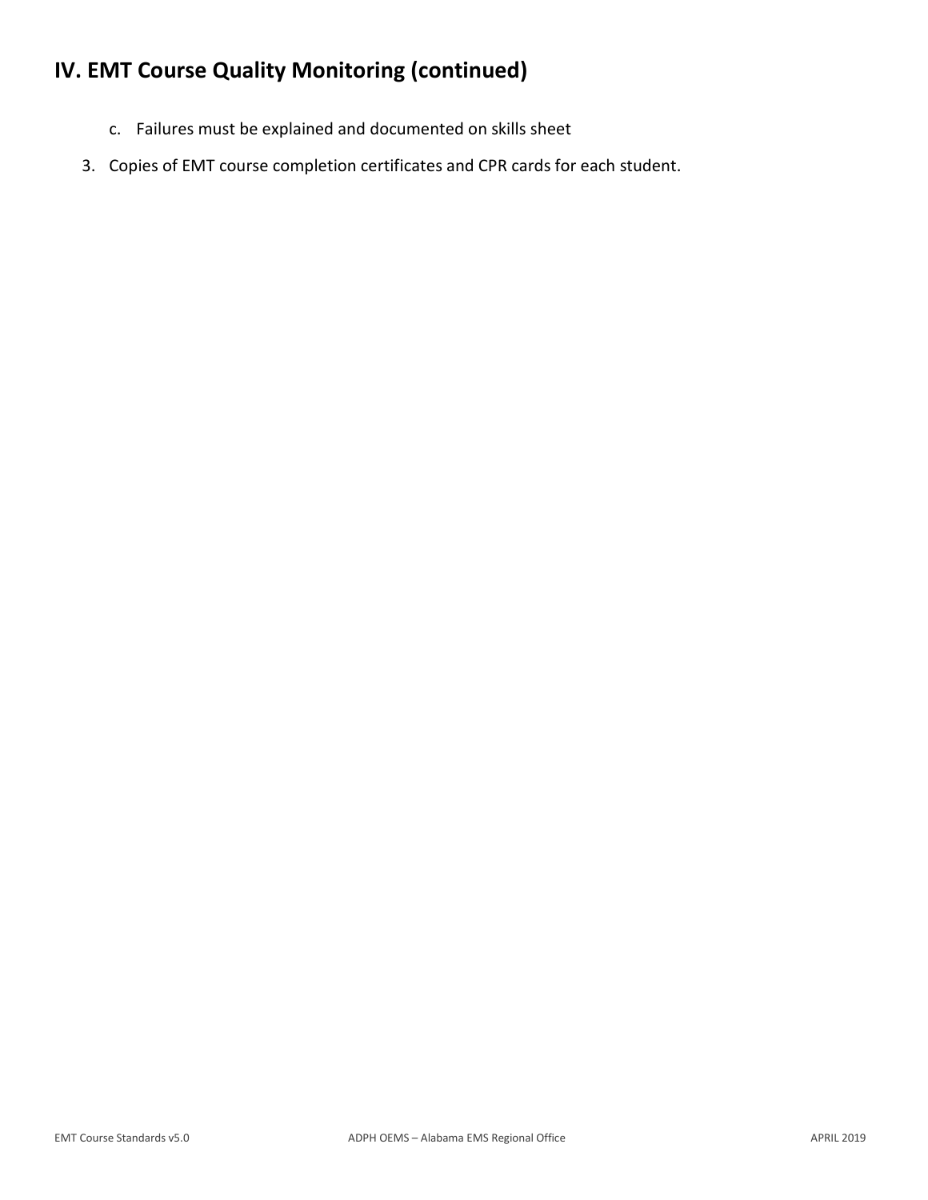# IV. EMT Course Quality Monitoring (continued)

   c. Failures must be explained and documented on skills sheet

3. Copies of EMT course completion certificates and CPR cards for each student.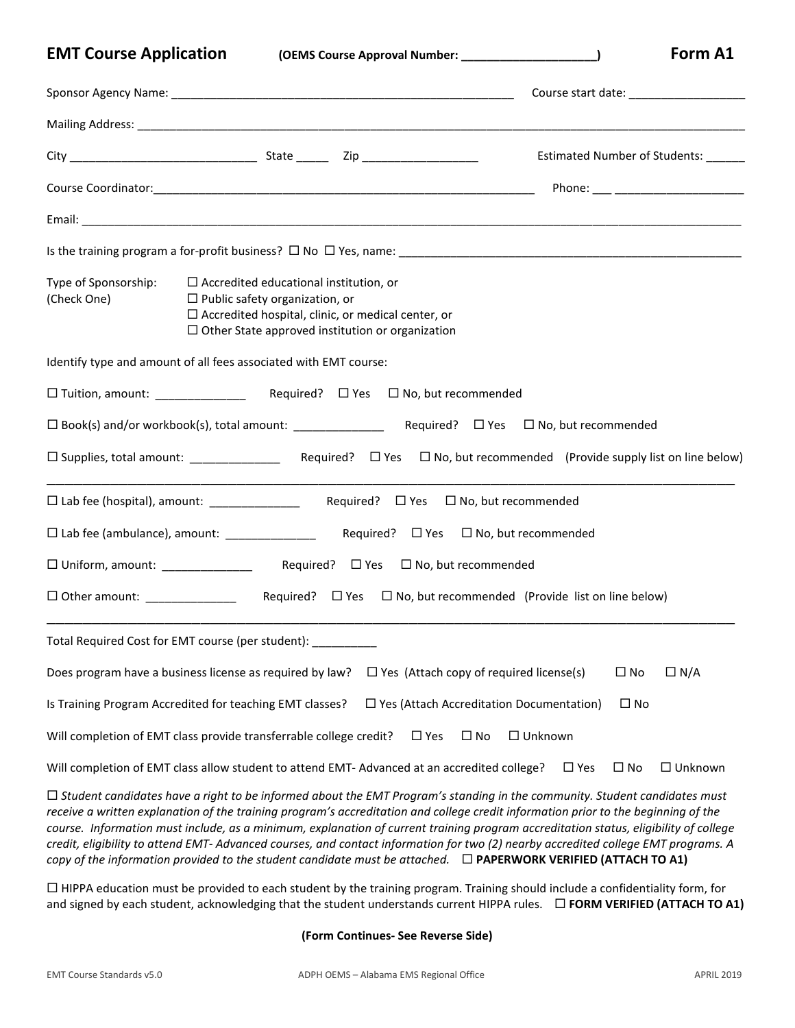## EMT Course Application (OEMS Course Approval Number: ____________________) Form A1

Sponsor Agency Name: ______________________________________________________ Course start date: __________________

Mailing Address: ________________________________________________________________________________________________

City ____________________________ State _____ Zip __________________ Estimated Number of Students: ______

Course Coordinator:____________________________________________________________ Phone: ___ ____________________

Email: _____________________________________________________________________________________________________

Is the training program a for-profit business? ☐ No ☐ Yes, name: ______________________________________________________

Type of Sponsorship: (Check One)
- ☐ Accredited educational institution, or
- ☐ Public safety organization, or
- ☐ Accredited hospital, clinic, or medical center, or
- ☐ Other State approved institution or organization

Identify type and amount of all fees associated with EMT course:

☐ Tuition, amount: ______________ Required? ☐ Yes ☐ No, but recommended

☐ Book(s) and/or workbook(s), total amount: ______________ Required? ☐ Yes ☐ No, but recommended

☐ Supplies, total amount: ______________ Required? ☐ Yes ☐ No, but recommended (Provide supply list on line below)

_____________________________________________________________________________________________________________

☐ Lab fee (hospital), amount: ______________ Required? ☐ Yes ☐ No, but recommended

☐ Lab fee (ambulance), amount: ______________ Required? ☐ Yes ☐ No, but recommended

☐ Uniform, amount: ______________ Required? ☐ Yes ☐ No, but recommended

☐ Other amount: ______________ Required? ☐ Yes ☐ No, but recommended (Provide list on line below)

_____________________________________________________________________________________________________________

Total Required Cost for EMT course (per student): __________

Does program have a business license as required by law? ☐ Yes (Attach copy of required license(s) ☐ No ☐ N/A

Is Training Program Accredited for teaching EMT classes? ☐ Yes (Attach Accreditation Documentation) ☐ No

Will completion of EMT class provide transferrable college credit? ☐ Yes ☐ No ☐ Unknown

Will completion of EMT class allow student to attend EMT- Advanced at an accredited college? ☐ Yes ☐ No ☐ Unknown

☐ *Student candidates have a right to be informed about the EMT Program's standing in the community. Student candidates must receive a written explanation of the training program's accreditation and college credit information prior to the beginning of the course. Information must include, as a minimum, explanation of current training program accreditation status, eligibility of college credit, eligibility to attend EMT- Advanced courses, and contact information for two (2) nearby accredited college EMT programs. A copy of the information provided to the student candidate must be attached.* ☐ **PAPERWORK VERIFIED (ATTACH TO A1)**

☐ HIPPA education must be provided to each student by the training program. Training should include a confidentiality form, for and signed by each student, acknowledging that the student understands current HIPPA rules. ☐ **FORM VERIFIED (ATTACH TO A1)**

**(Form Continues- See Reverse Side)**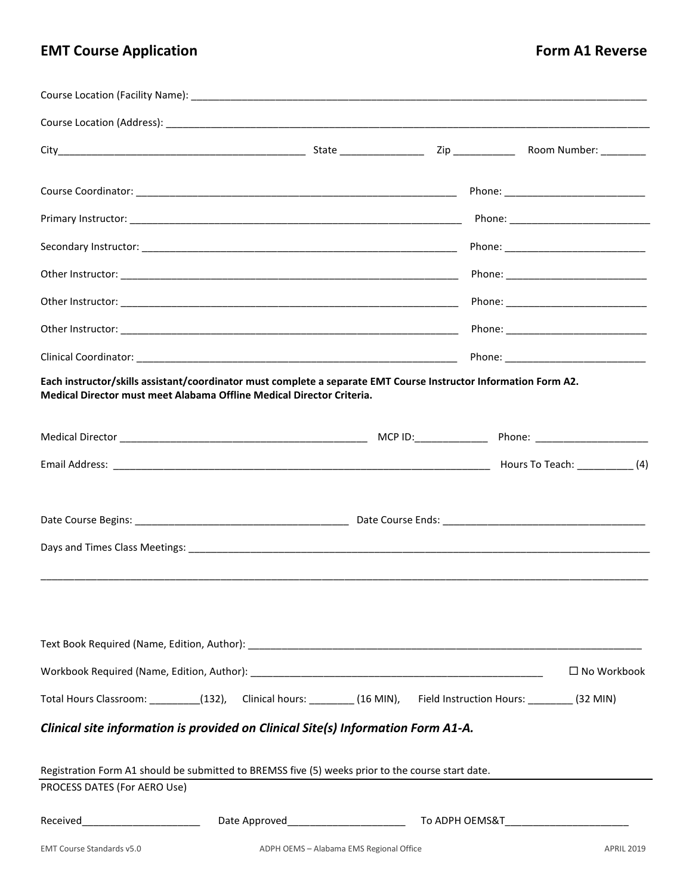## EMT Course Application

## Form A1 Reverse

Course Location (Facility Name): ____________________________________________________________

Course Location (Address): ____________________________________________________________

City____________________________ State ______________ Zip ___________ Room Number: ________

Course Coordinator: ________________________________________ Phone: ________________________

Primary Instructor: ________________________________________ Phone: ________________________

Secondary Instructor: ______________________________________ Phone: ________________________

Other Instructor: __________________________________________ Phone: ________________________

Other Instructor: __________________________________________ Phone: ________________________

Other Instructor: __________________________________________ Phone: ________________________

Clinical Coordinator: ______________________________________ Phone: ________________________

**Each instructor/skills assistant/coordinator must complete a separate EMT Course Instructor Information Form A2.**
**Medical Director must meet Alabama Offline Medical Director Criteria.**

Medical Director ______________________________ MCP ID:_____________ Phone: ____________________

Email Address: ______________________________________________ Hours To Teach: __________ (4)

Date Course Begins: ______________________________ Date Course Ends: ______________________________

Days and Times Class Meetings: ____________________________________________________________

____________________________________________________________________________________

Text Book Required (Name, Edition, Author): ______________________________________________________

Workbook Required (Name, Edition, Author): ______________________________________ ☐ No Workbook

Total Hours Classroom: _________(132), Clinical hours: ________ (16 MIN), Field Instruction Hours: ________ (32 MIN)

***Clinical site information is provided on Clinical Site(s) Information Form A1-A.***

Registration Form A1 should be submitted to BREMSS five (5) weeks prior to the course start date.

PROCESS DATES (For AERO Use)

Received_____________________ Date Approved_____________________ To ADPH OEMS&T_____________________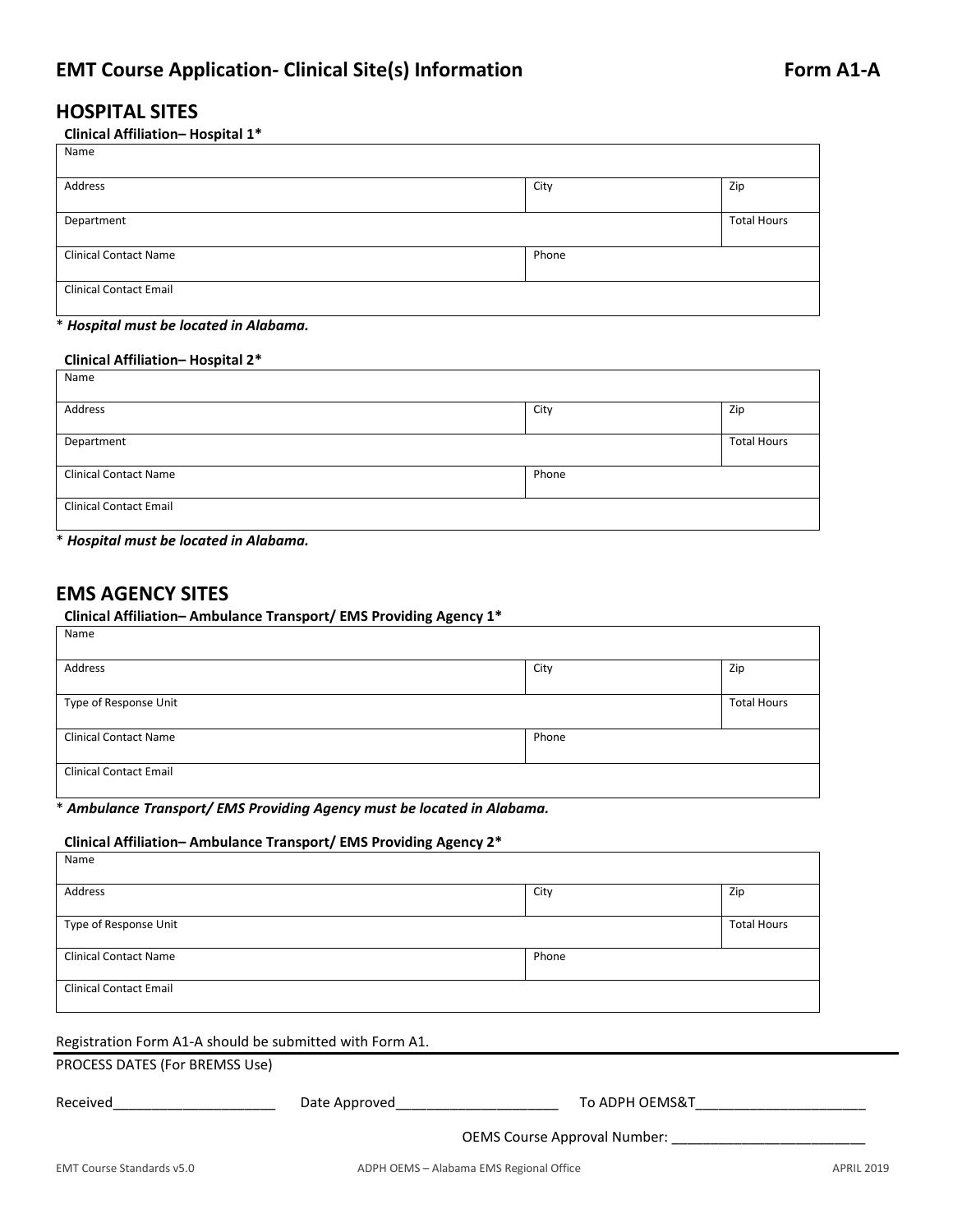# EMT Course Application- Clinical Site(s) Information **Form A1-A**

## HOSPITAL SITES

**Clinical Affiliation– Hospital 1***

| Name | | |
|---|---|---|
| Address | City | Zip |
| Department | | Total Hours |
| Clinical Contact Name | Phone | |
| Clinical Contact Email | | |

\* ***Hospital must be located in Alabama.***

**Clinical Affiliation– Hospital 2***

| Name | | |
|---|---|---|
| Address | City | Zip |
| Department | | Total Hours |
| Clinical Contact Name | Phone | |
| Clinical Contact Email | | |

\* ***Hospital must be located in Alabama.***

## EMS AGENCY SITES

**Clinical Affiliation– Ambulance Transport/ EMS Providing Agency 1***

| Name | | |
|---|---|---|
| Address | City | Zip |
| Type of Response Unit | | Total Hours |
| Clinical Contact Name | Phone | |
| Clinical Contact Email | | |

\* ***Ambulance Transport/ EMS Providing Agency must be located in Alabama.***

**Clinical Affiliation– Ambulance Transport/ EMS Providing Agency 2***

| Name | | |
|---|---|---|
| Address | City | Zip |
| Type of Response Unit | | Total Hours |
| Clinical Contact Name | Phone | |
| Clinical Contact Email | | |

Registration Form A1-A should be submitted with Form A1.

PROCESS DATES (For BREMSS Use)

Received____________________ Date Approved____________________ To ADPH OEMS&T_____________________

OEMS Course Approval Number: ________________________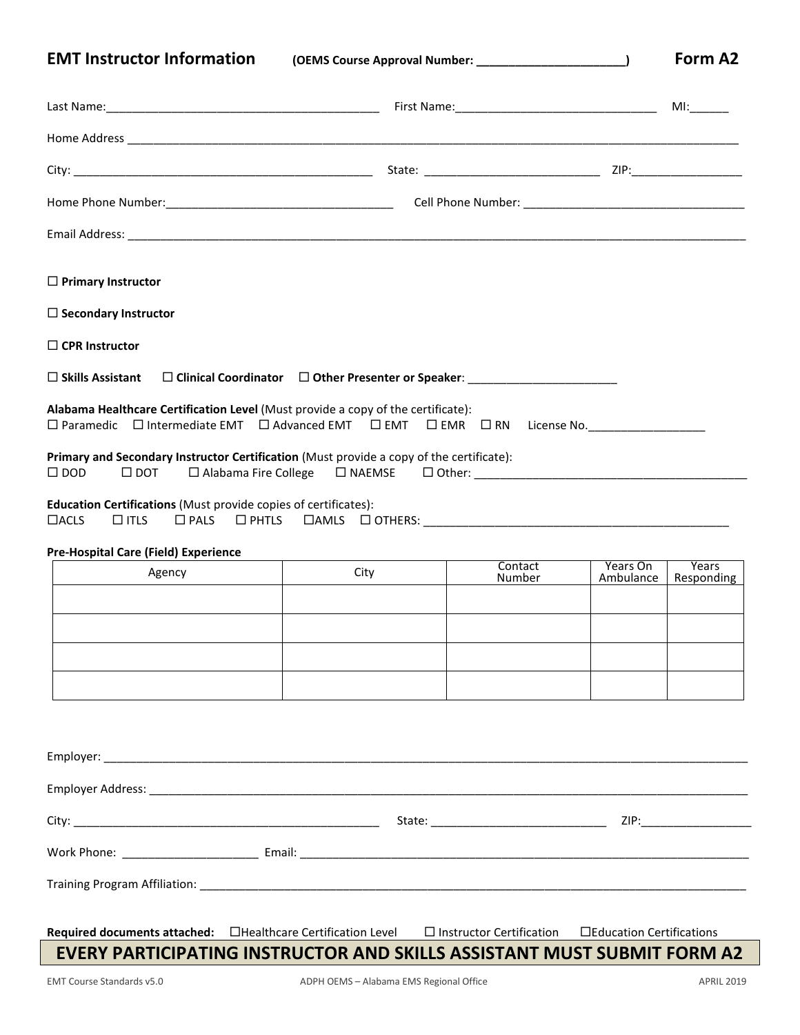## EMT Instructor Information **(OEMS Course Approval Number: ______________________)** Form A2

Last Name:__________________________________________ First Name:________________________________ MI:______

Home Address ____________________________________________________________________________________________

City: ________________________________________________ State: ___________________________ ZIP:_________________

Home Phone Number:___________________________________ Cell Phone Number: __________________________________

Email Address: ____________________________________________________________________________________________

☐ **Primary Instructor**

☐ **Secondary Instructor**

☐ **CPR Instructor**

☐ **Skills Assistant** ☐ **Clinical Coordinator** ☐ **Other Presenter or Speaker**: _______________________

**Alabama Healthcare Certification Level** (Must provide a copy of the certificate):
☐ Paramedic ☐ Intermediate EMT ☐ Advanced EMT ☐ EMT ☐ EMR ☐ RN License No.__________________

**Primary and Secondary Instructor Certification** (Must provide a copy of the certificate):
☐ DOD ☐ DOT ☐ Alabama Fire College ☐ NAEMSE ☐ Other: __________________________________________

**Education Certifications** (Must provide copies of certificates):
☐ACLS ☐ ITLS ☐ PALS ☐ PHTLS ☐AMLS ☐ OTHERS: _______________________________________________

**Pre-Hospital Care (Field) Experience**

| Agency | City | Contact Number | Years On Ambulance | Years Responding |
|---|---|---|---|---|
| | | | | |
| | | | | |
| | | | | |
| | | | | |

Employer: _________________________________________________________________________________________________

Employer Address: __________________________________________________________________________________________

City: ________________________________________________ State: ___________________________ ZIP:_________________

Work Phone: ____________________ Email: _________________________________________________________________

Training Program Affiliation: _______________________________________________________________________________

**Required documents attached:** ☐Healthcare Certification Level ☐ Instructor Certification ☐Education Certifications

**EVERY PARTICIPATING INSTRUCTOR AND SKILLS ASSISTANT MUST SUBMIT FORM A2**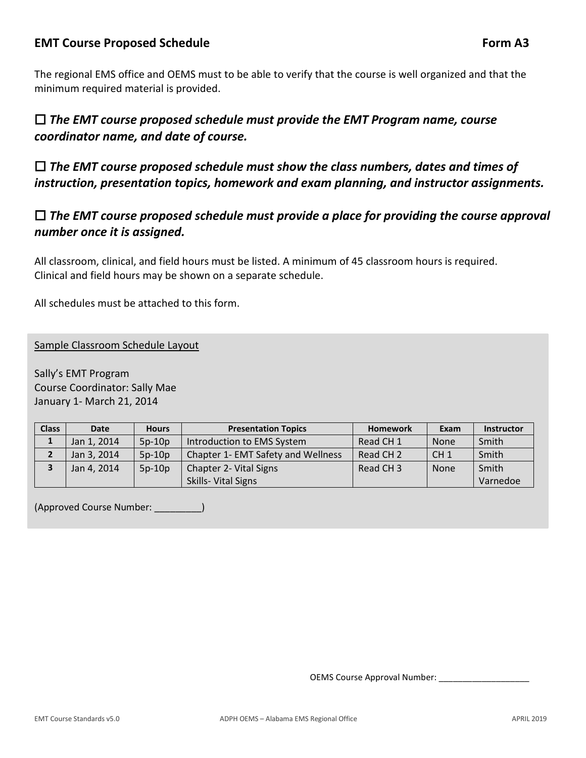## EMT Course Proposed Schedule **Form A3**

The regional EMS office and OEMS must to be able to verify that the course is well organized and that the minimum required material is provided.

☐ ***The EMT course proposed schedule must provide the EMT Program name, course coordinator name, and date of course.***

☐ ***The EMT course proposed schedule must show the class numbers, dates and times of instruction, presentation topics, homework and exam planning, and instructor assignments.***

☐ ***The EMT course proposed schedule must provide a place for providing the course approval number once it is assigned.***

All classroom, clinical, and field hours must be listed. A minimum of 45 classroom hours is required. Clinical and field hours may be shown on a separate schedule.

All schedules must be attached to this form.

---

Sample Classroom Schedule Layout

Sally's EMT Program
Course Coordinator: Sally Mae
January 1- March 21, 2014

| Class | Date | Hours | Presentation Topics | Homework | Exam | Instructor |
|---|---|---|---|---|---|---|
| **1** | Jan 1, 2014 | 5p-10p | Introduction to EMS System | Read CH 1 | None | Smith |
| **2** | Jan 3, 2014 | 5p-10p | Chapter 1- EMT Safety and Wellness | Read CH 2 | CH 1 | Smith |
| **3** | Jan 4, 2014 | 5p-10p | Chapter 2- Vital Signs<br>Skills- Vital Signs | Read CH 3 | None | Smith<br>Varnedoe |

(Approved Course Number: _________)

---

OEMS Course Approval Number: ___________________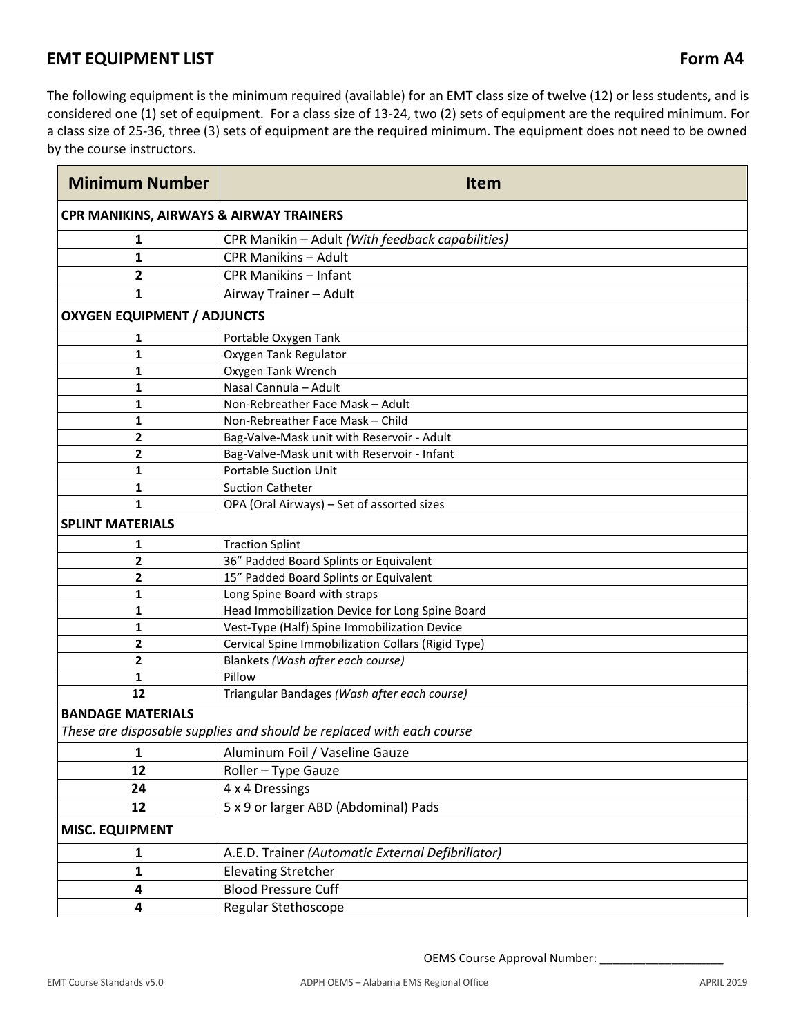## EMT EQUIPMENT LIST **Form A4**

The following equipment is the minimum required (available) for an EMT class size of twelve (12) or less students, and is considered one (1) set of equipment. For a class size of 13-24, two (2) sets of equipment are the required minimum. For a class size of 25-36, three (3) sets of equipment are the required minimum. The equipment does not need to be owned by the course instructors.

| Minimum Number | Item |
|---|---|
| **CPR MANIKINS, AIRWAYS & AIRWAY TRAINERS** | |
| **1** | CPR Manikin – Adult *(With feedback capabilities)* |
| **1** | CPR Manikins – Adult |
| **2** | CPR Manikins – Infant |
| **1** | Airway Trainer – Adult |
| **OXYGEN EQUIPMENT / ADJUNCTS** | |
| **1** | Portable Oxygen Tank |
| **1** | Oxygen Tank Regulator |
| **1** | Oxygen Tank Wrench |
| **1** | Nasal Cannula – Adult |
| **1** | Non-Rebreather Face Mask – Adult |
| **1** | Non-Rebreather Face Mask – Child |
| **2** | Bag-Valve-Mask unit with Reservoir - Adult |
| **2** | Bag-Valve-Mask unit with Reservoir - Infant |
| **1** | Portable Suction Unit |
| **1** | Suction Catheter |
| **1** | OPA (Oral Airways) – Set of assorted sizes |
| **SPLINT MATERIALS** | |
| **1** | Traction Splint |
| **2** | 36" Padded Board Splints or Equivalent |
| **2** | 15" Padded Board Splints or Equivalent |
| **1** | Long Spine Board with straps |
| **1** | Head Immobilization Device for Long Spine Board |
| **1** | Vest-Type (Half) Spine Immobilization Device |
| **2** | Cervical Spine Immobilization Collars (Rigid Type) |
| **2** | Blankets *(Wash after each course)* |
| **1** | Pillow |
| **12** | Triangular Bandages *(Wash after each course)* |
| **BANDAGE MATERIALS** *These are disposable supplies and should be replaced with each course* | |
| **1** | Aluminum Foil / Vaseline Gauze |
| **12** | Roller – Type Gauze |
| **24** | 4 x 4 Dressings |
| **12** | 5 x 9 or larger ABD (Abdominal) Pads |
| **MISC. EQUIPMENT** | |
| **1** | A.E.D. Trainer *(Automatic External Defibrillator)* |
| **1** | Elevating Stretcher |
| **4** | Blood Pressure Cuff |
| **4** | Regular Stethoscope |

OEMS Course Approval Number: ___________________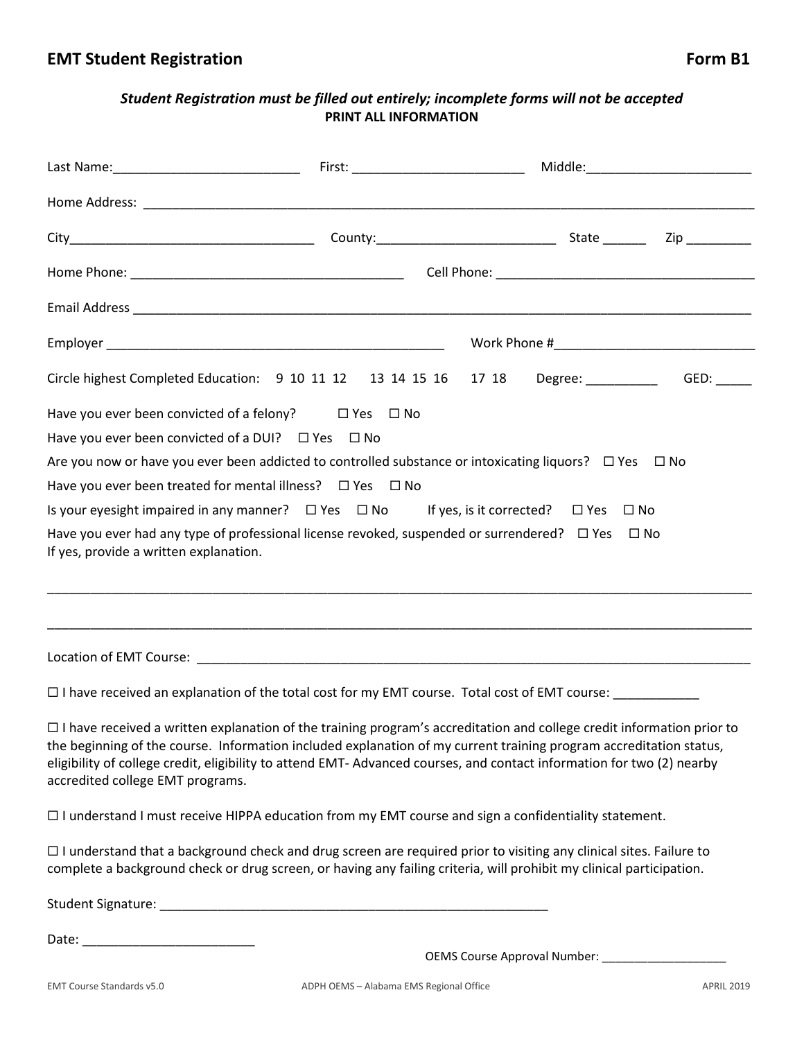## EMT Student Registration

**Form B1**

***Student Registration must be filled out entirely; incomplete forms will not be accepted***

**PRINT ALL INFORMATION**

Last Name:__________________________ First: ________________________ Middle:______________________

Home Address: ___________________________________________________________________________________

City_________________________________ County:________________________ State ______ Zip _________

Home Phone: ______________________________________ Cell Phone: ___________________________________

Email Address ____________________________________________________________________________________

Employer _______________________________________________ Work Phone #____________________________

Circle highest Completed Education: 9 10 11 12 13 14 15 16 17 18 Degree: __________ GED: _____

Have you ever been convicted of a felony? ☐ Yes ☐ No

Have you ever been convicted of a DUI? ☐ Yes ☐ No

Are you now or have you ever been addicted to controlled substance or intoxicating liquors? ☐ Yes ☐ No

Have you ever been treated for mental illness? ☐ Yes ☐ No

Is your eyesight impaired in any manner? ☐ Yes ☐ No If yes, is it corrected? ☐ Yes ☐ No

Have you ever had any type of professional license revoked, suspended or surrendered? ☐ Yes ☐ No
If yes, provide a written explanation.

_____________________________________________________________________________________________________

_____________________________________________________________________________________________________

Location of EMT Course: _______________________________________________________________________________

☐ I have received an explanation of the total cost for my EMT course. Total cost of EMT course: ____________

☐ I have received a written explanation of the training program's accreditation and college credit information prior to the beginning of the course. Information included explanation of my current training program accreditation status, eligibility of college credit, eligibility to attend EMT- Advanced courses, and contact information for two (2) nearby accredited college EMT programs.

☐ I understand I must receive HIPPA education from my EMT course and sign a confidentiality statement.

☐ I understand that a background check and drug screen are required prior to visiting any clinical sites. Failure to complete a background check or drug screen, or having any failing criteria, will prohibit my clinical participation.

Student Signature: _______________________________________________________

Date: ________________________

OEMS Course Approval Number: ___________________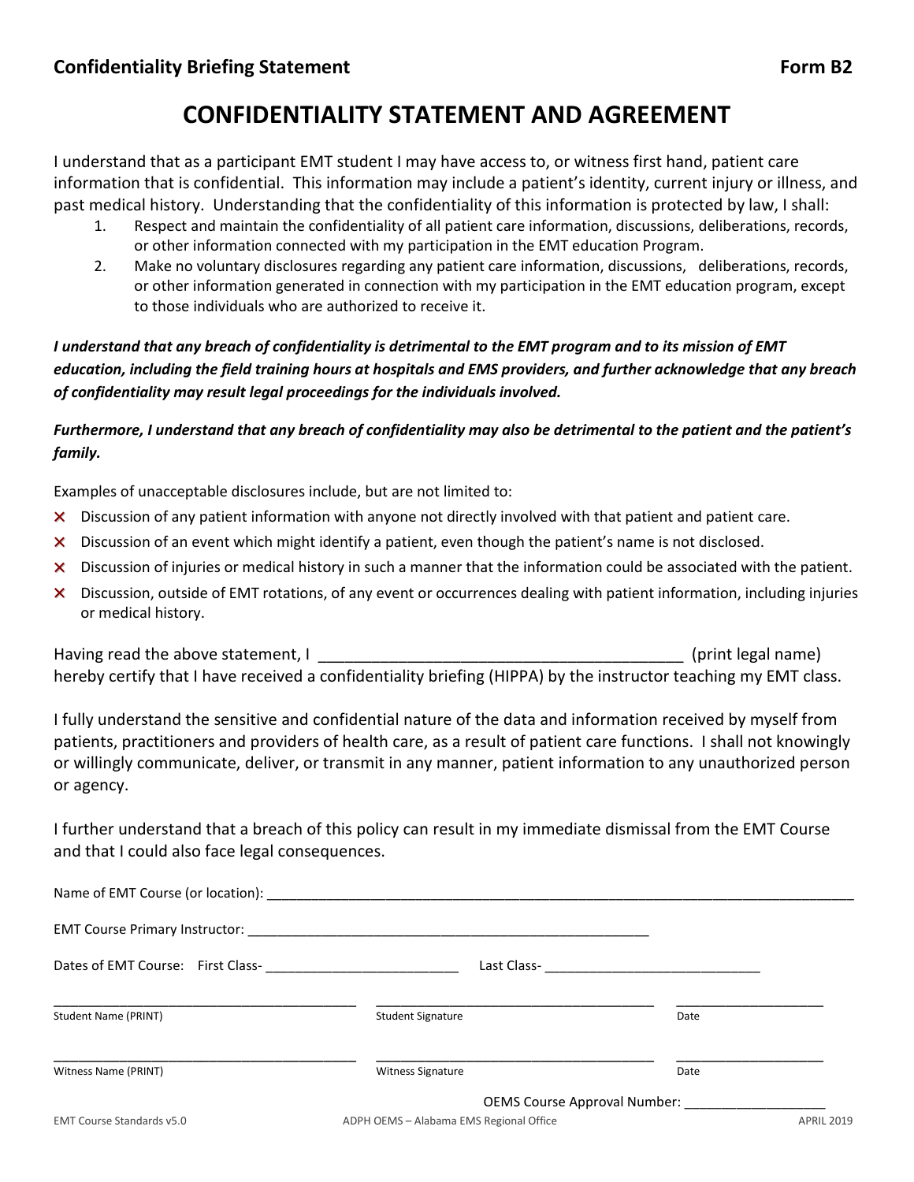**Confidentiality Briefing Statement** **Form B2**

# CONFIDENTIALITY STATEMENT AND AGREEMENT

I understand that as a participant EMT student I may have access to, or witness first hand, patient care information that is confidential. This information may include a patient's identity, current injury or illness, and past medical history. Understanding that the confidentiality of this information is protected by law, I shall:

1. Respect and maintain the confidentiality of all patient care information, discussions, deliberations, records, or other information connected with my participation in the EMT education Program.
2. Make no voluntary disclosures regarding any patient care information, discussions, deliberations, records, or other information generated in connection with my participation in the EMT education program, except to those individuals who are authorized to receive it.

***I understand that any breach of confidentiality is detrimental to the EMT program and to its mission of EMT education, including the field training hours at hospitals and EMS providers, and further acknowledge that any breach of confidentiality may result legal proceedings for the individuals involved.***

***Furthermore, I understand that any breach of confidentiality may also be detrimental to the patient and the patient's family.***

Examples of unacceptable disclosures include, but are not limited to:

- ✗ Discussion of any patient information with anyone not directly involved with that patient and patient care.
- ✗ Discussion of an event which might identify a patient, even though the patient's name is not disclosed.
- ✗ Discussion of injuries or medical history in such a manner that the information could be associated with the patient.
- ✗ Discussion, outside of EMT rotations, of any event or occurrences dealing with patient information, including injuries or medical history.

Having read the above statement, I ________________________________________ (print legal name) hereby certify that I have received a confidentiality briefing (HIPPA) by the instructor teaching my EMT class.

I fully understand the sensitive and confidential nature of the data and information received by myself from patients, practitioners and providers of health care, as a result of patient care functions. I shall not knowingly or willingly communicate, deliver, or transmit in any manner, patient information to any unauthorized person or agency.

I further understand that a breach of this policy can result in my immediate dismissal from the EMT Course and that I could also face legal consequences.

Name of EMT Course (or location): ________________________________________________________________

EMT Course Primary Instructor: ____________________________________________________

Dates of EMT Course: First Class- ________________________ Last Class- ___________________________

| | | |
|---|---|---|
| ______________________________ | ______________________________ | ________________ |
| Student Name (PRINT) | Student Signature | Date |
| ______________________________ | ______________________________ | ________________ |
| Witness Name (PRINT) | Witness Signature | Date |

OEMS Course Approval Number: __________________

EMT Course Standards v5.0 ADPH OEMS – Alabama EMS Regional Office APRIL 2019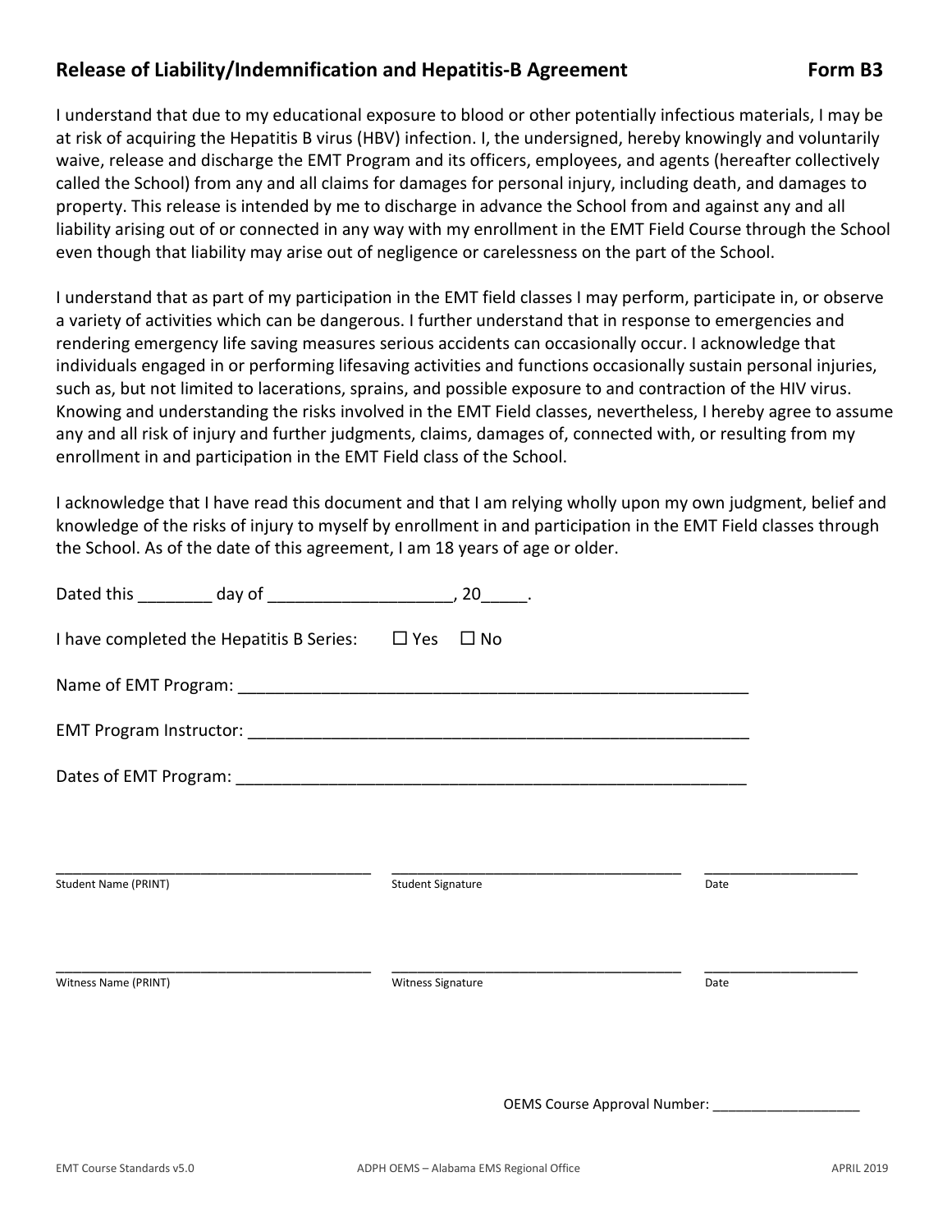## Release of Liability/Indemnification and Hepatitis-B Agreement                Form B3

I understand that due to my educational exposure to blood or other potentially infectious materials, I may be at risk of acquiring the Hepatitis B virus (HBV) infection. I, the undersigned, hereby knowingly and voluntarily waive, release and discharge the EMT Program and its officers, employees, and agents (hereafter collectively called the School) from any and all claims for damages for personal injury, including death, and damages to property. This release is intended by me to discharge in advance the School from and against any and all liability arising out of or connected in any way with my enrollment in the EMT Field Course through the School even though that liability may arise out of negligence or carelessness on the part of the School.

I understand that as part of my participation in the EMT field classes I may perform, participate in, or observe a variety of activities which can be dangerous. I further understand that in response to emergencies and rendering emergency life saving measures serious accidents can occasionally occur. I acknowledge that individuals engaged in or performing lifesaving activities and functions occasionally sustain personal injuries, such as, but not limited to lacerations, sprains, and possible exposure to and contraction of the HIV virus. Knowing and understanding the risks involved in the EMT Field classes, nevertheless, I hereby agree to assume any and all risk of injury and further judgments, claims, damages of, connected with, or resulting from my enrollment in and participation in the EMT Field class of the School.

I acknowledge that I have read this document and that I am relying wholly upon my own judgment, belief and knowledge of the risks of injury to myself by enrollment in and participation in the EMT Field classes through the School. As of the date of this agreement, I am 18 years of age or older.

Dated this ________ day of ____________________, 20_____.

I have completed the Hepatitis B Series: ☐ Yes ☐ No

Name of EMT Program: __________________________________________________________

EMT Program Instructor: _________________________________________________________

Dates of EMT Program: __________________________________________________________

_____________________________________ _________________________________ __________________

Student Name (PRINT) Student Signature Date

_____________________________________ _________________________________ __________________

Witness Name (PRINT) Witness Signature Date

OEMS Course Approval Number: __________________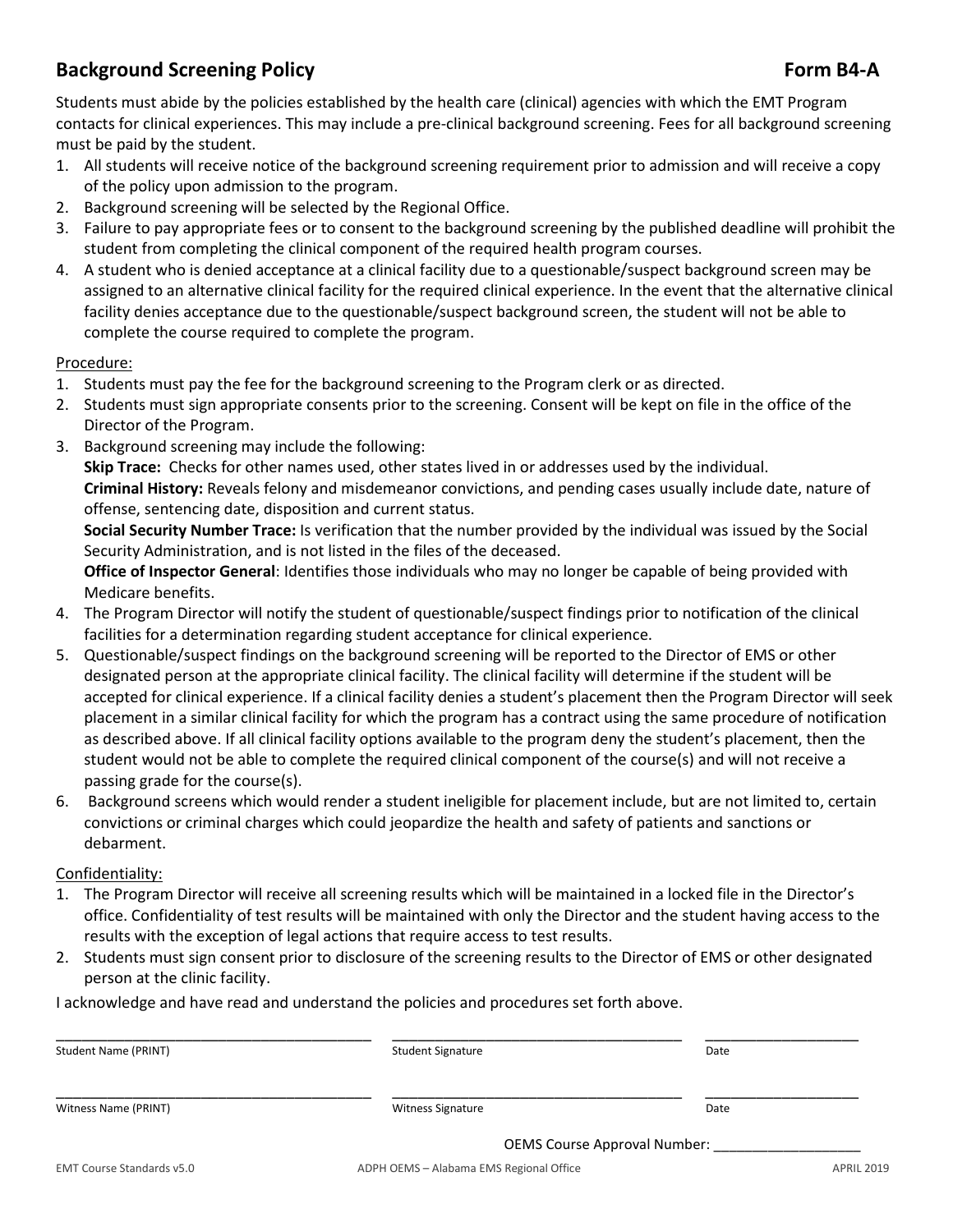# Background Screening Policy — Form B4-A

Students must abide by the policies established by the health care (clinical) agencies with which the EMT Program contacts for clinical experiences. This may include a pre-clinical background screening. Fees for all background screening must be paid by the student.

1. All students will receive notice of the background screening requirement prior to admission and will receive a copy of the policy upon admission to the program.
2. Background screening will be selected by the Regional Office.
3. Failure to pay appropriate fees or to consent to the background screening by the published deadline will prohibit the student from completing the clinical component of the required health program courses.
4. A student who is denied acceptance at a clinical facility due to a questionable/suspect background screen may be assigned to an alternative clinical facility for the required clinical experience. In the event that the alternative clinical facility denies acceptance due to the questionable/suspect background screen, the student will not be able to complete the course required to complete the program.

Procedure:

1. Students must pay the fee for the background screening to the Program clerk or as directed.
2. Students must sign appropriate consents prior to the screening. Consent will be kept on file in the office of the Director of the Program.
3. Background screening may include the following:
   **Skip Trace:** Checks for other names used, other states lived in or addresses used by the individual.
   **Criminal History:** Reveals felony and misdemeanor convictions, and pending cases usually include date, nature of offense, sentencing date, disposition and current status.
   **Social Security Number Trace:** Is verification that the number provided by the individual was issued by the Social Security Administration, and is not listed in the files of the deceased.
   **Office of Inspector General**: Identifies those individuals who may no longer be capable of being provided with Medicare benefits.
4. The Program Director will notify the student of questionable/suspect findings prior to notification of the clinical facilities for a determination regarding student acceptance for clinical experience.
5. Questionable/suspect findings on the background screening will be reported to the Director of EMS or other designated person at the appropriate clinical facility. The clinical facility will determine if the student will be accepted for clinical experience. If a clinical facility denies a student's placement then the Program Director will seek placement in a similar clinical facility for which the program has a contract using the same procedure of notification as described above. If all clinical facility options available to the program deny the student's placement, then the student would not be able to complete the required clinical component of the course(s) and will not receive a passing grade for the course(s).
6. Background screens which would render a student ineligible for placement include, but are not limited to, certain convictions or criminal charges which could jeopardize the health and safety of patients and sanctions or debarment.

Confidentiality:

1. The Program Director will receive all screening results which will be maintained in a locked file in the Director's office. Confidentiality of test results will be maintained with only the Director and the student having access to the results with the exception of legal actions that require access to test results.
2. Students must sign consent prior to disclosure of the screening results to the Director of EMS or other designated person at the clinic facility.

I acknowledge and have read and understand the policies and procedures set forth above.

| ________________________ | ________________________ | ____________ |
|---|---|---|
| Student Name (PRINT) | Student Signature | Date |
| ________________________ | ________________________ | ____________ |
| Witness Name (PRINT) | Witness Signature | Date |

OEMS Course Approval Number: ___________________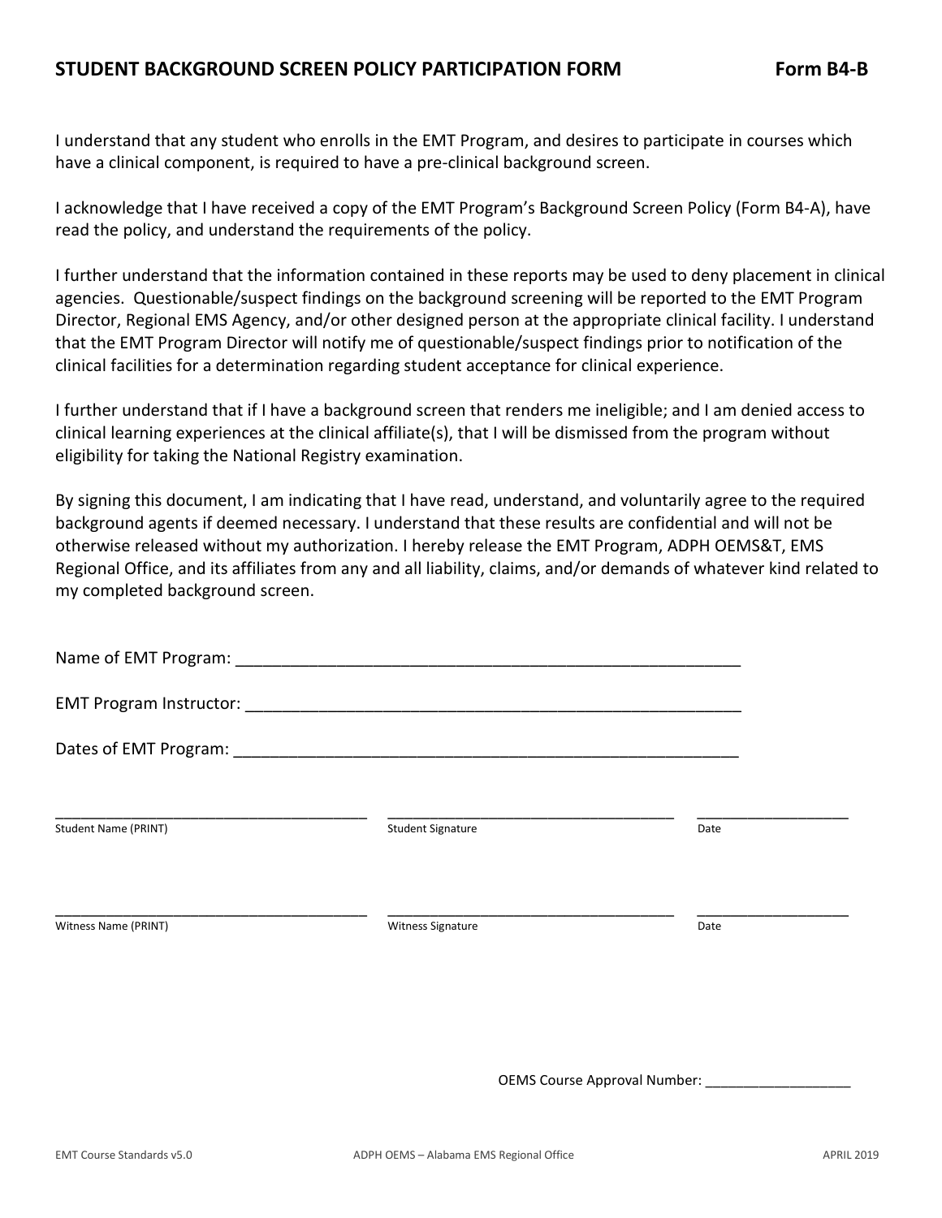## STUDENT BACKGROUND SCREEN POLICY PARTICIPATION FORM **Form B4-B**

I understand that any student who enrolls in the EMT Program, and desires to participate in courses which have a clinical component, is required to have a pre-clinical background screen.

I acknowledge that I have received a copy of the EMT Program's Background Screen Policy (Form B4-A), have read the policy, and understand the requirements of the policy.

I further understand that the information contained in these reports may be used to deny placement in clinical agencies. Questionable/suspect findings on the background screening will be reported to the EMT Program Director, Regional EMS Agency, and/or other designed person at the appropriate clinical facility. I understand that the EMT Program Director will notify me of questionable/suspect findings prior to notification of the clinical facilities for a determination regarding student acceptance for clinical experience.

I further understand that if I have a background screen that renders me ineligible; and I am denied access to clinical learning experiences at the clinical affiliate(s), that I will be dismissed from the program without eligibility for taking the National Registry examination.

By signing this document, I am indicating that I have read, understand, and voluntarily agree to the required background agents if deemed necessary. I understand that these results are confidential and will not be otherwise released without my authorization. I hereby release the EMT Program, ADPH OEMS&T, EMS Regional Office, and its affiliates from any and all liability, claims, and/or demands of whatever kind related to my completed background screen.

Name of EMT Program: ____________________________________________________________

EMT Program Instructor: __________________________________________________________

Dates of EMT Program: ___________________________________________________________

| ______________________________ | ______________________________ | ______________ |
|---|---|---|
| Student Name (PRINT) | Student Signature | Date |

| ______________________________ | ______________________________ | ______________ |
|---|---|---|
| Witness Name (PRINT) | Witness Signature | Date |

OEMS Course Approval Number: ___________________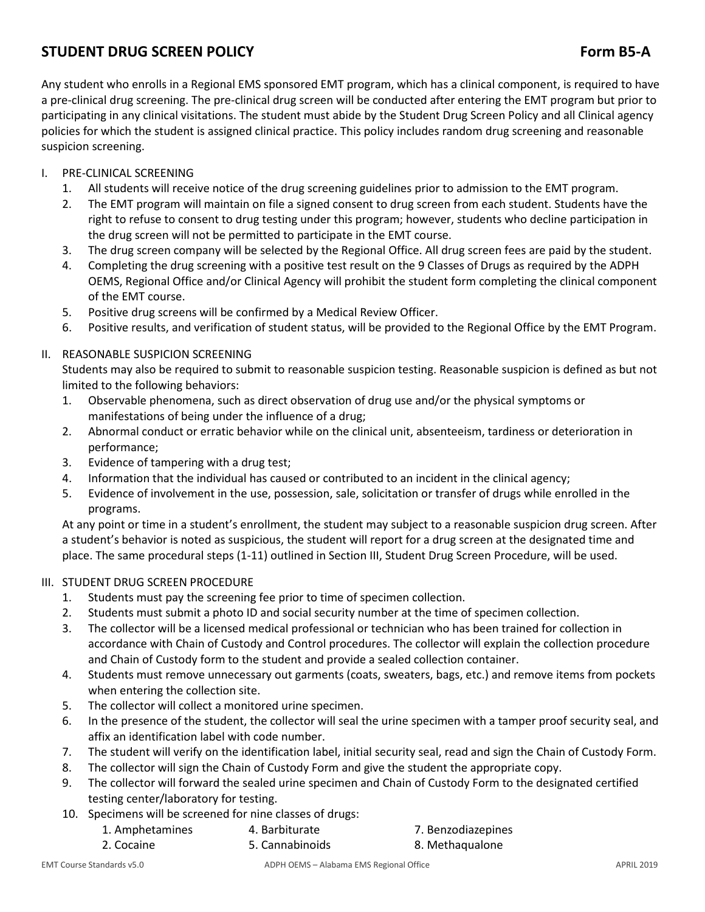# STUDENT DRUG SCREEN POLICY **Form B5-A**

Any student who enrolls in a Regional EMS sponsored EMT program, which has a clinical component, is required to have a pre-clinical drug screening. The pre-clinical drug screen will be conducted after entering the EMT program but prior to participating in any clinical visitations. The student must abide by the Student Drug Screen Policy and all Clinical agency policies for which the student is assigned clinical practice. This policy includes random drug screening and reasonable suspicion screening.

I. PRE-CLINICAL SCREENING
   1. All students will receive notice of the drug screening guidelines prior to admission to the EMT program.
   2. The EMT program will maintain on file a signed consent to drug screen from each student. Students have the right to refuse to consent to drug testing under this program; however, students who decline participation in the drug screen will not be permitted to participate in the EMT course.
   3. The drug screen company will be selected by the Regional Office. All drug screen fees are paid by the student.
   4. Completing the drug screening with a positive test result on the 9 Classes of Drugs as required by the ADPH OEMS, Regional Office and/or Clinical Agency will prohibit the student form completing the clinical component of the EMT course.
   5. Positive drug screens will be confirmed by a Medical Review Officer.
   6. Positive results, and verification of student status, will be provided to the Regional Office by the EMT Program.

II. REASONABLE SUSPICION SCREENING

   Students may also be required to submit to reasonable suspicion testing. Reasonable suspicion is defined as but not limited to the following behaviors:
   1. Observable phenomena, such as direct observation of drug use and/or the physical symptoms or manifestations of being under the influence of a drug;
   2. Abnormal conduct or erratic behavior while on the clinical unit, absenteeism, tardiness or deterioration in performance;
   3. Evidence of tampering with a drug test;
   4. Information that the individual has caused or contributed to an incident in the clinical agency;
   5. Evidence of involvement in the use, possession, sale, solicitation or transfer of drugs while enrolled in the programs.

   At any point or time in a student's enrollment, the student may subject to a reasonable suspicion drug screen. After a student's behavior is noted as suspicious, the student will report for a drug screen at the designated time and place. The same procedural steps (1-11) outlined in Section III, Student Drug Screen Procedure, will be used.

III. STUDENT DRUG SCREEN PROCEDURE
   1. Students must pay the screening fee prior to time of specimen collection.
   2. Students must submit a photo ID and social security number at the time of specimen collection.
   3. The collector will be a licensed medical professional or technician who has been trained for collection in accordance with Chain of Custody and Control procedures. The collector will explain the collection procedure and Chain of Custody form to the student and provide a sealed collection container.
   4. Students must remove unnecessary out garments (coats, sweaters, bags, etc.) and remove items from pockets when entering the collection site.
   5. The collector will collect a monitored urine specimen.
   6. In the presence of the student, the collector will seal the urine specimen with a tamper proof security seal, and affix an identification label with code number.
   7. The student will verify on the identification label, initial security seal, read and sign the Chain of Custody Form.
   8. The collector will sign the Chain of Custody Form and give the student the appropriate copy.
   9. The collector will forward the sealed urine specimen and Chain of Custody Form to the designated certified testing center/laboratory for testing.
   10. Specimens will be screened for nine classes of drugs:

| | | |
|---|---|---|
| 1. Amphetamines | 4. Barbiturate | 7. Benzodiazepines |
| 2. Cocaine | 5. Cannabinoids | 8. Methaqualone |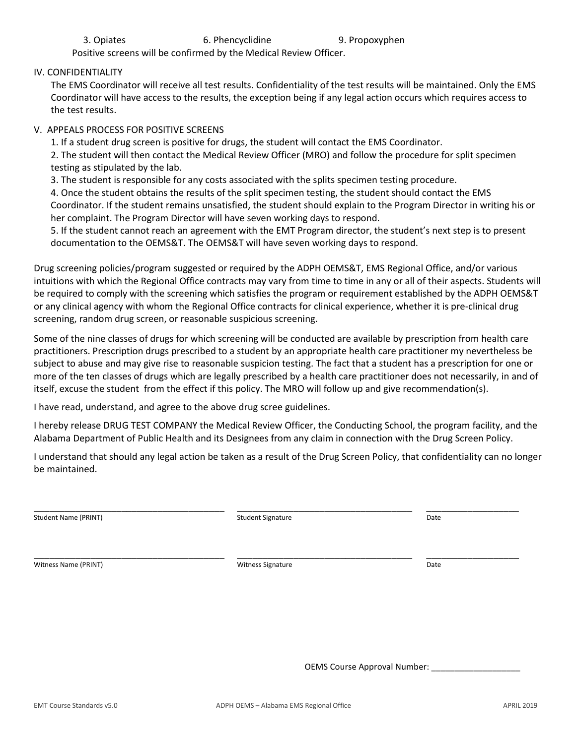3. Opiates 6. Phencyclidine 9. Propoxyphen

Positive screens will be confirmed by the Medical Review Officer.

IV. CONFIDENTIALITY

The EMS Coordinator will receive all test results. Confidentiality of the test results will be maintained. Only the EMS Coordinator will have access to the results, the exception being if any legal action occurs which requires access to the test results.

V. APPEALS PROCESS FOR POSITIVE SCREENS

1. If a student drug screen is positive for drugs, the student will contact the EMS Coordinator.
2. The student will then contact the Medical Review Officer (MRO) and follow the procedure for split specimen testing as stipulated by the lab.
3. The student is responsible for any costs associated with the splits specimen testing procedure.
4. Once the student obtains the results of the split specimen testing, the student should contact the EMS Coordinator. If the student remains unsatisfied, the student should explain to the Program Director in writing his or her complaint. The Program Director will have seven working days to respond.
5. If the student cannot reach an agreement with the EMT Program director, the student's next step is to present documentation to the OEMS&T. The OEMS&T will have seven working days to respond.

Drug screening policies/program suggested or required by the ADPH OEMS&T, EMS Regional Office, and/or various intuitions with which the Regional Office contracts may vary from time to time in any or all of their aspects. Students will be required to comply with the screening which satisfies the program or requirement established by the ADPH OEMS&T or any clinical agency with whom the Regional Office contracts for clinical experience, whether it is pre-clinical drug screening, random drug screen, or reasonable suspicious screening.

Some of the nine classes of drugs for which screening will be conducted are available by prescription from health care practitioners. Prescription drugs prescribed to a student by an appropriate health care practitioner my nevertheless be subject to abuse and may give rise to reasonable suspicion testing. The fact that a student has a prescription for one or more of the ten classes of drugs which are legally prescribed by a health care practitioner does not necessarily, in and of itself, excuse the student from the effect if this policy. The MRO will follow up and give recommendation(s).

I have read, understand, and agree to the above drug scree guidelines.

I hereby release DRUG TEST COMPANY the Medical Review Officer, the Conducting School, the program facility, and the Alabama Department of Public Health and its Designees from any claim in connection with the Drug Screen Policy.

I understand that should any legal action be taken as a result of the Drug Screen Policy, that confidentiality can no longer be maintained.

\_\_\_\_\_\_\_\_\_\_\_\_\_\_\_\_\_\_\_\_\_\_\_\_\_\_\_\_\_\_ \_\_\_\_\_\_\_\_\_\_\_\_\_\_\_\_\_\_\_\_\_\_\_\_\_\_\_\_\_\_ \_\_\_\_\_\_\_\_\_\_\_\_\_\_\_

Student Name (PRINT) Student Signature Date

\_\_\_\_\_\_\_\_\_\_\_\_\_\_\_\_\_\_\_\_\_\_\_\_\_\_\_\_\_\_ \_\_\_\_\_\_\_\_\_\_\_\_\_\_\_\_\_\_\_\_\_\_\_\_\_\_\_\_\_\_ \_\_\_\_\_\_\_\_\_\_\_\_\_\_\_

Witness Name (PRINT) Witness Signature Date

OEMS Course Approval Number: \_\_\_\_\_\_\_\_\_\_\_\_\_\_\_\_\_\_\_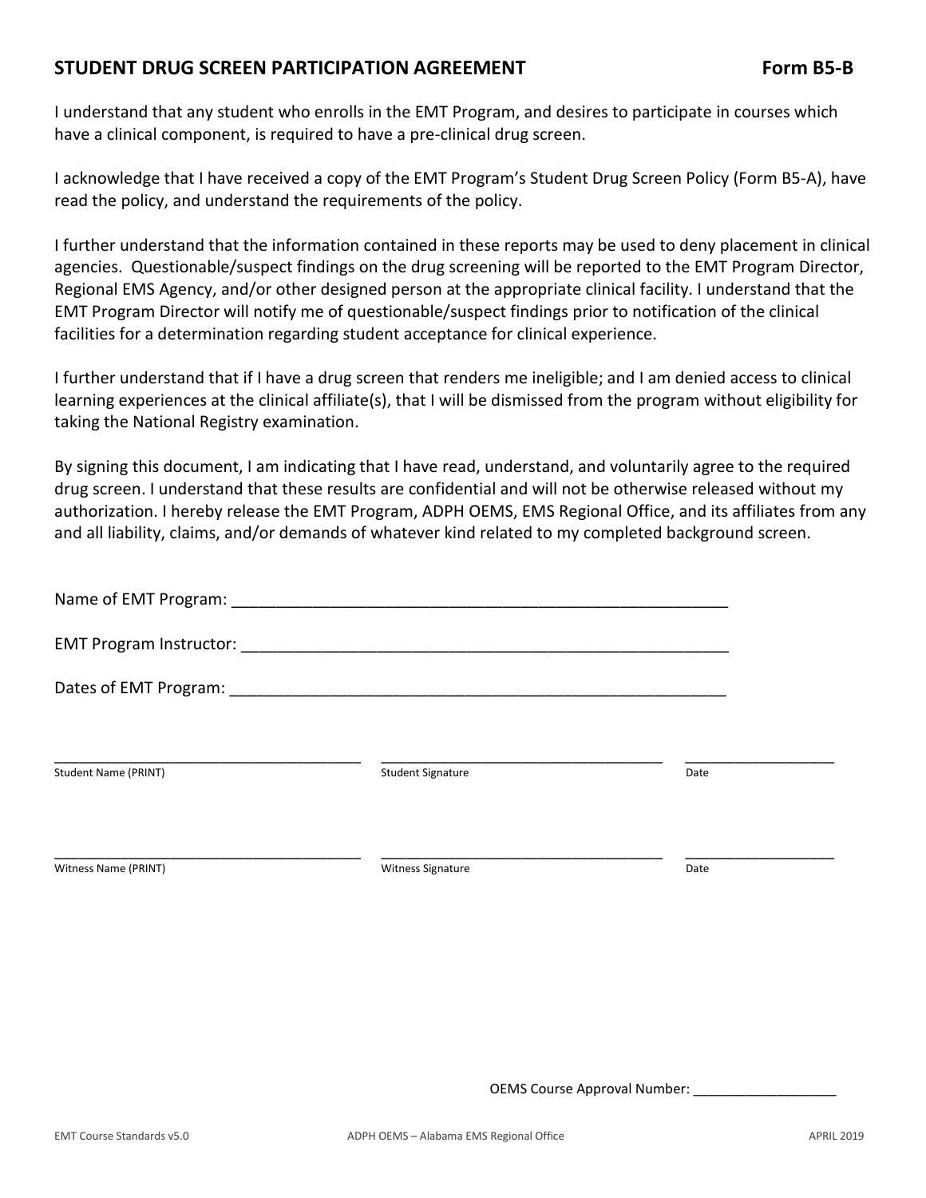## STUDENT DRUG SCREEN PARTICIPATION AGREEMENT Form B5-B

I understand that any student who enrolls in the EMT Program, and desires to participate in courses which have a clinical component, is required to have a pre-clinical drug screen.

I acknowledge that I have received a copy of the EMT Program's Student Drug Screen Policy (Form B5-A), have read the policy, and understand the requirements of the policy.

I further understand that the information contained in these reports may be used to deny placement in clinical agencies. Questionable/suspect findings on the drug screening will be reported to the EMT Program Director, Regional EMS Agency, and/or other designed person at the appropriate clinical facility. I understand that the EMT Program Director will notify me of questionable/suspect findings prior to notification of the clinical facilities for a determination regarding student acceptance for clinical experience.

I further understand that if I have a drug screen that renders me ineligible; and I am denied access to clinical learning experiences at the clinical affiliate(s), that I will be dismissed from the program without eligibility for taking the National Registry examination.

By signing this document, I am indicating that I have read, understand, and voluntarily agree to the required drug screen. I understand that these results are confidential and will not be otherwise released without my authorization. I hereby release the EMT Program, ADPH OEMS, EMS Regional Office, and its affiliates from any and all liability, claims, and/or demands of whatever kind related to my completed background screen.

Name of EMT Program: ____________________________________________________________

EMT Program Instructor: __________________________________________________________

Dates of EMT Program: ___________________________________________________________

| _______________________ | _______________________ | ___________ |
|---|---|---|
| Student Name (PRINT) | Student Signature | Date |

| _______________________ | _______________________ | ___________ |
|---|---|---|
| Witness Name (PRINT) | Witness Signature | Date |

OEMS Course Approval Number: ___________________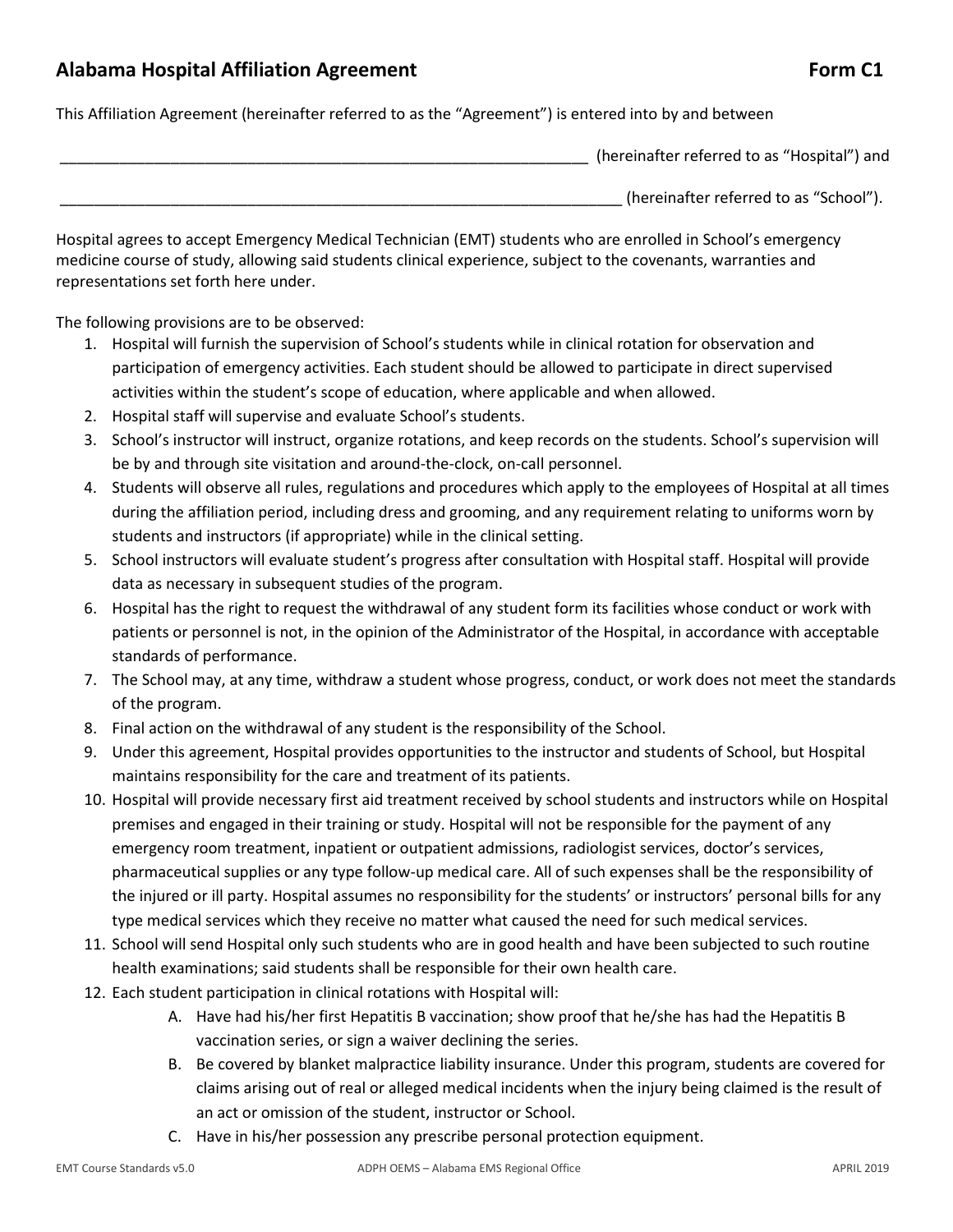# Alabama Hospital Affiliation Agreement Form C1

This Affiliation Agreement (hereinafter referred to as the "Agreement") is entered into by and between

_________________________________________________________________ (hereinafter referred to as "Hospital") and

____________________________________________________________________ (hereinafter referred to as "School").

Hospital agrees to accept Emergency Medical Technician (EMT) students who are enrolled in School's emergency medicine course of study, allowing said students clinical experience, subject to the covenants, warranties and representations set forth here under.

The following provisions are to be observed:

1. Hospital will furnish the supervision of School's students while in clinical rotation for observation and participation of emergency activities. Each student should be allowed to participate in direct supervised activities within the student's scope of education, where applicable and when allowed.
2. Hospital staff will supervise and evaluate School's students.
3. School's instructor will instruct, organize rotations, and keep records on the students. School's supervision will be by and through site visitation and around-the-clock, on-call personnel.
4. Students will observe all rules, regulations and procedures which apply to the employees of Hospital at all times during the affiliation period, including dress and grooming, and any requirement relating to uniforms worn by students and instructors (if appropriate) while in the clinical setting.
5. School instructors will evaluate student's progress after consultation with Hospital staff. Hospital will provide data as necessary in subsequent studies of the program.
6. Hospital has the right to request the withdrawal of any student form its facilities whose conduct or work with patients or personnel is not, in the opinion of the Administrator of the Hospital, in accordance with acceptable standards of performance.
7. The School may, at any time, withdraw a student whose progress, conduct, or work does not meet the standards of the program.
8. Final action on the withdrawal of any student is the responsibility of the School.
9. Under this agreement, Hospital provides opportunities to the instructor and students of School, but Hospital maintains responsibility for the care and treatment of its patients.
10. Hospital will provide necessary first aid treatment received by school students and instructors while on Hospital premises and engaged in their training or study. Hospital will not be responsible for the payment of any emergency room treatment, inpatient or outpatient admissions, radiologist services, doctor's services, pharmaceutical supplies or any type follow-up medical care. All of such expenses shall be the responsibility of the injured or ill party. Hospital assumes no responsibility for the students' or instructors' personal bills for any type medical services which they receive no matter what caused the need for such medical services.
11. School will send Hospital only such students who are in good health and have been subjected to such routine health examinations; said students shall be responsible for their own health care.
12. Each student participation in clinical rotations with Hospital will:
    - A. Have had his/her first Hepatitis B vaccination; show proof that he/she has had the Hepatitis B vaccination series, or sign a waiver declining the series.
    - B. Be covered by blanket malpractice liability insurance. Under this program, students are covered for claims arising out of real or alleged medical incidents when the injury being claimed is the result of an act or omission of the student, instructor or School.
    - C. Have in his/her possession any prescribe personal protection equipment.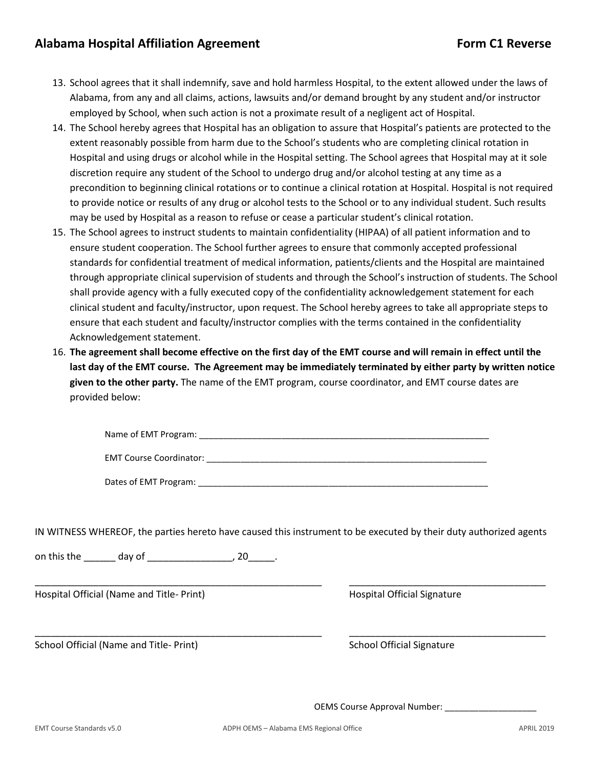## Alabama Hospital Affiliation Agreement Form C1 Reverse

13. School agrees that it shall indemnify, save and hold harmless Hospital, to the extent allowed under the laws of Alabama, from any and all claims, actions, lawsuits and/or demand brought by any student and/or instructor employed by School, when such action is not a proximate result of a negligent act of Hospital.
14. The School hereby agrees that Hospital has an obligation to assure that Hospital's patients are protected to the extent reasonably possible from harm due to the School's students who are completing clinical rotation in Hospital and using drugs or alcohol while in the Hospital setting. The School agrees that Hospital may at it sole discretion require any student of the School to undergo drug and/or alcohol testing at any time as a precondition to beginning clinical rotations or to continue a clinical rotation at Hospital. Hospital is not required to provide notice or results of any drug or alcohol tests to the School or to any individual student. Such results may be used by Hospital as a reason to refuse or cease a particular student's clinical rotation.
15. The School agrees to instruct students to maintain confidentiality (HIPAA) of all patient information and to ensure student cooperation. The School further agrees to ensure that commonly accepted professional standards for confidential treatment of medical information, patients/clients and the Hospital are maintained through appropriate clinical supervision of students and through the School's instruction of students. The School shall provide agency with a fully executed copy of the confidentiality acknowledgement statement for each clinical student and faculty/instructor, upon request. The School hereby agrees to take all appropriate steps to ensure that each student and faculty/instructor complies with the terms contained in the confidentiality Acknowledgement statement.
16. **The agreement shall become effective on the first day of the EMT course and will remain in effect until the last day of the EMT course. The Agreement may be immediately terminated by either party by written notice given to the other party.** The name of the EMT program, course coordinator, and EMT course dates are provided below:

Name of EMT Program: _______________________________________________________________

EMT Course Coordinator: _____________________________________________________________

Dates of EMT Program: _______________________________________________________________

IN WITNESS WHEREOF, the parties hereto have caused this instrument to be executed by their duty authorized agents

on this the ______ day of ________________, 20_____.

_________________________________________________________ _______________________________________

Hospital Official (Name and Title- Print) Hospital Official Signature

_________________________________________________________ _______________________________________

School Official (Name and Title- Print) School Official Signature

OEMS Course Approval Number: ___________________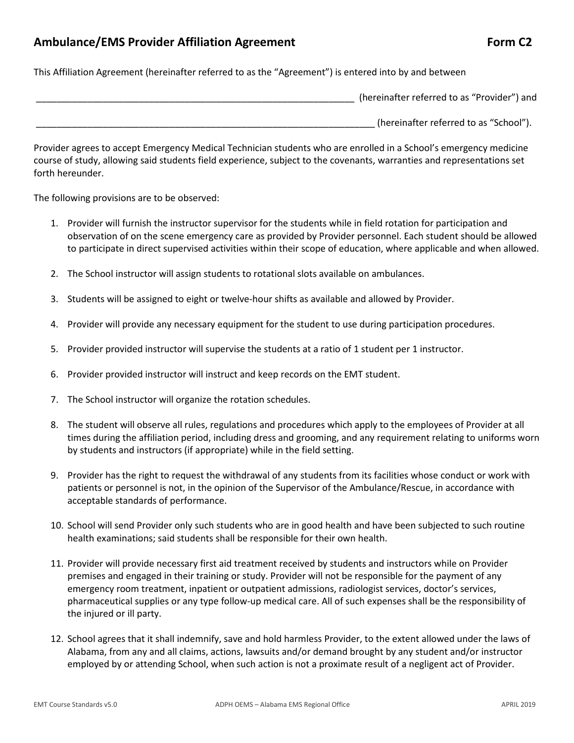## Ambulance/EMS Provider Affiliation Agreement **Form C2**

This Affiliation Agreement (hereinafter referred to as the "Agreement") is entered into by and between

_______________________________________________________________ (hereinafter referred to as "Provider") and

____________________________________________________________________ (hereinafter referred to as "School").

Provider agrees to accept Emergency Medical Technician students who are enrolled in a School's emergency medicine course of study, allowing said students field experience, subject to the covenants, warranties and representations set forth hereunder.

The following provisions are to be observed:

1. Provider will furnish the instructor supervisor for the students while in field rotation for participation and observation of on the scene emergency care as provided by Provider personnel. Each student should be allowed to participate in direct supervised activities within their scope of education, where applicable and when allowed.

2. The School instructor will assign students to rotational slots available on ambulances.

3. Students will be assigned to eight or twelve-hour shifts as available and allowed by Provider.

4. Provider will provide any necessary equipment for the student to use during participation procedures.

5. Provider provided instructor will supervise the students at a ratio of 1 student per 1 instructor.

6. Provider provided instructor will instruct and keep records on the EMT student.

7. The School instructor will organize the rotation schedules.

8. The student will observe all rules, regulations and procedures which apply to the employees of Provider at all times during the affiliation period, including dress and grooming, and any requirement relating to uniforms worn by students and instructors (if appropriate) while in the field setting.

9. Provider has the right to request the withdrawal of any students from its facilities whose conduct or work with patients or personnel is not, in the opinion of the Supervisor of the Ambulance/Rescue, in accordance with acceptable standards of performance.

10. School will send Provider only such students who are in good health and have been subjected to such routine health examinations; said students shall be responsible for their own health.

11. Provider will provide necessary first aid treatment received by students and instructors while on Provider premises and engaged in their training or study. Provider will not be responsible for the payment of any emergency room treatment, inpatient or outpatient admissions, radiologist services, doctor's services, pharmaceutical supplies or any type follow-up medical care. All of such expenses shall be the responsibility of the injured or ill party.

12. School agrees that it shall indemnify, save and hold harmless Provider, to the extent allowed under the laws of Alabama, from any and all claims, actions, lawsuits and/or demand brought by any student and/or instructor employed by or attending School, when such action is not a proximate result of a negligent act of Provider.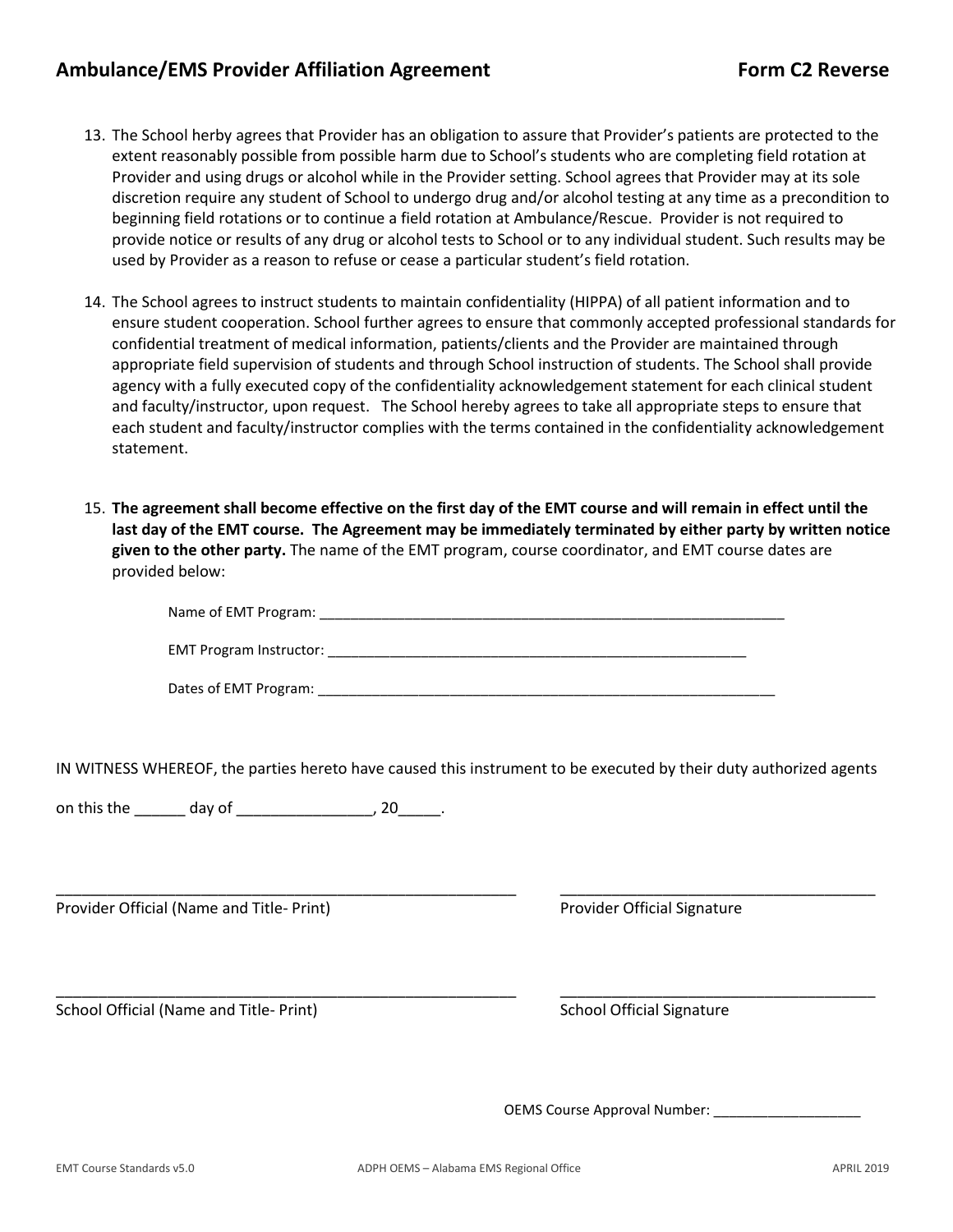## Ambulance/EMS Provider Affiliation Agreement — Form C2 Reverse

13. The School herby agrees that Provider has an obligation to assure that Provider's patients are protected to the extent reasonably possible from possible harm due to School's students who are completing field rotation at Provider and using drugs or alcohol while in the Provider setting. School agrees that Provider may at its sole discretion require any student of School to undergo drug and/or alcohol testing at any time as a precondition to beginning field rotations or to continue a field rotation at Ambulance/Rescue. Provider is not required to provide notice or results of any drug or alcohol tests to School or to any individual student. Such results may be used by Provider as a reason to refuse or cease a particular student's field rotation.

14. The School agrees to instruct students to maintain confidentiality (HIPPA) of all patient information and to ensure student cooperation. School further agrees to ensure that commonly accepted professional standards for confidential treatment of medical information, patients/clients and the Provider are maintained through appropriate field supervision of students and through School instruction of students. The School shall provide agency with a fully executed copy of the confidentiality acknowledgement statement for each clinical student and faculty/instructor, upon request. The School hereby agrees to take all appropriate steps to ensure that each student and faculty/instructor complies with the terms contained in the confidentiality acknowledgement statement.

15. **The agreement shall become effective on the first day of the EMT course and will remain in effect until the last day of the EMT course. The Agreement may be immediately terminated by either party by written notice given to the other party.** The name of the EMT program, course coordinator, and EMT course dates are provided below:

    Name of EMT Program: ______________________________________________

    EMT Program Instructor: ____________________________________________

    Dates of EMT Program: ______________________________________________

IN WITNESS WHEREOF, the parties hereto have caused this instrument to be executed by their duty authorized agents

on this the ______ day of ________________, 20_____.

_______________________________________________ &nbsp;&nbsp;&nbsp; ______________________________
Provider Official (Name and Title- Print) &nbsp;&nbsp;&nbsp; Provider Official Signature

_______________________________________________ &nbsp;&nbsp;&nbsp; ______________________________
School Official (Name and Title- Print) &nbsp;&nbsp;&nbsp; School Official Signature

OEMS Course Approval Number: ___________________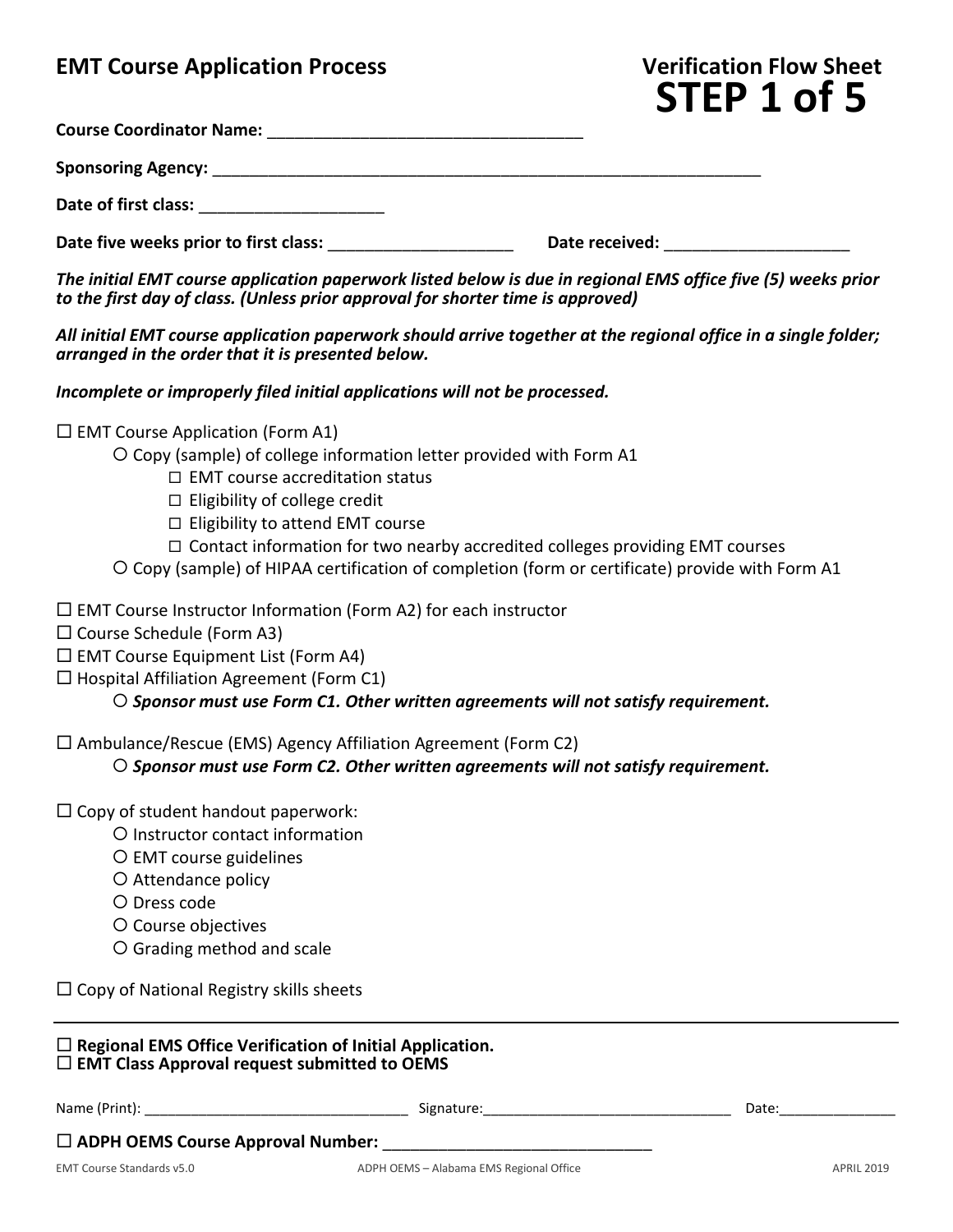## EMT Course Application Process

## Verification Flow Sheet
# STEP 1 of 5

**Course Coordinator Name:** ___________________________________

**Sponsoring Agency:** ________________________________________________________________

**Date of first class:** ____________________

**Date five weeks prior to first class:** ____________________ **Date received:** ____________________

***The initial EMT course application paperwork listed below is due in regional EMS office five (5) weeks prior to the first day of class. (Unless prior approval for shorter time is approved)***

***All initial EMT course application paperwork should arrive together at the regional office in a single folder; arranged in the order that it is presented below.***

***Incomplete or improperly filed initial applications will not be processed.***

☐ EMT Course Application (Form A1)
- ○ Copy (sample) of college information letter provided with Form A1
  - ☐ EMT course accreditation status
  - ☐ Eligibility of college credit
  - ☐ Eligibility to attend EMT course
  - ☐ Contact information for two nearby accredited colleges providing EMT courses
- ○ Copy (sample) of HIPAA certification of completion (form or certificate) provide with Form A1

☐ EMT Course Instructor Information (Form A2) for each instructor
☐ Course Schedule (Form A3)
☐ EMT Course Equipment List (Form A4)
☐ Hospital Affiliation Agreement (Form C1)
- ○ ***Sponsor must use Form C1. Other written agreements will not satisfy requirement.***

☐ Ambulance/Rescue (EMS) Agency Affiliation Agreement (Form C2)
- ○ ***Sponsor must use Form C2. Other written agreements will not satisfy requirement.***

☐ Copy of student handout paperwork:
- ○ Instructor contact information
- ○ EMT course guidelines
- ○ Attendance policy
- ○ Dress code
- ○ Course objectives
- ○ Grading method and scale

☐ Copy of National Registry skills sheets

---

☐ **Regional EMS Office Verification of Initial Application.**
☐ **EMT Class Approval request submitted to OEMS**

Name (Print): _________________________________ Signature:_______________________________ Date:_______________

☐ **ADPH OEMS Course Approval Number:** _______________________________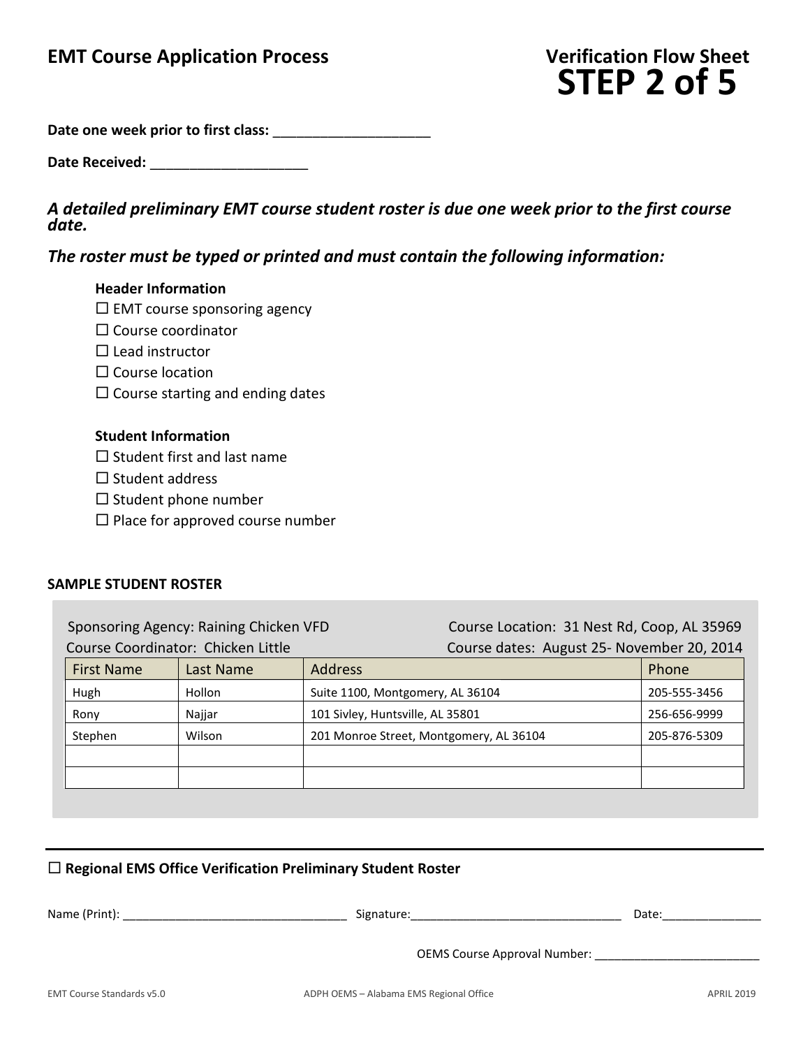# EMT Course Application Process

## Verification Flow Sheet
# STEP 2 of 5

**Date one week prior to first class:** ____________________

**Date Received:** ____________________

***A detailed preliminary EMT course student roster is due one week prior to the first course date.***

***The roster must be typed or printed and must contain the following information:***

**Header Information**

- ☐ EMT course sponsoring agency
- ☐ Course coordinator
- ☐ Lead instructor
- ☐ Course location
- ☐ Course starting and ending dates

**Student Information**

- ☐ Student first and last name
- ☐ Student address
- ☐ Student phone number
- ☐ Place for approved course number

**SAMPLE STUDENT ROSTER**

Sponsoring Agency: Raining Chicken VFD
Course Location: 31 Nest Rd, Coop, AL 35969
Course Coordinator: Chicken Little
Course dates: August 25- November 20, 2014

| First Name | Last Name | Address | Phone |
|---|---|---|---|
| Hugh | Hollon | Suite 1100, Montgomery, AL 36104 | 205-555-3456 |
| Rony | Najjar | 101 Sivley, Huntsville, AL 35801 | 256-656-9999 |
| Stephen | Wilson | 201 Monroe Street, Montgomery, AL 36104 | 205-876-5309 |
| | | | |
| | | | |

---

☐ **Regional EMS Office Verification Preliminary Student Roster**

Name (Print): __________________________________ Signature:________________________________ Date:_______________

OEMS Course Approval Number: _________________________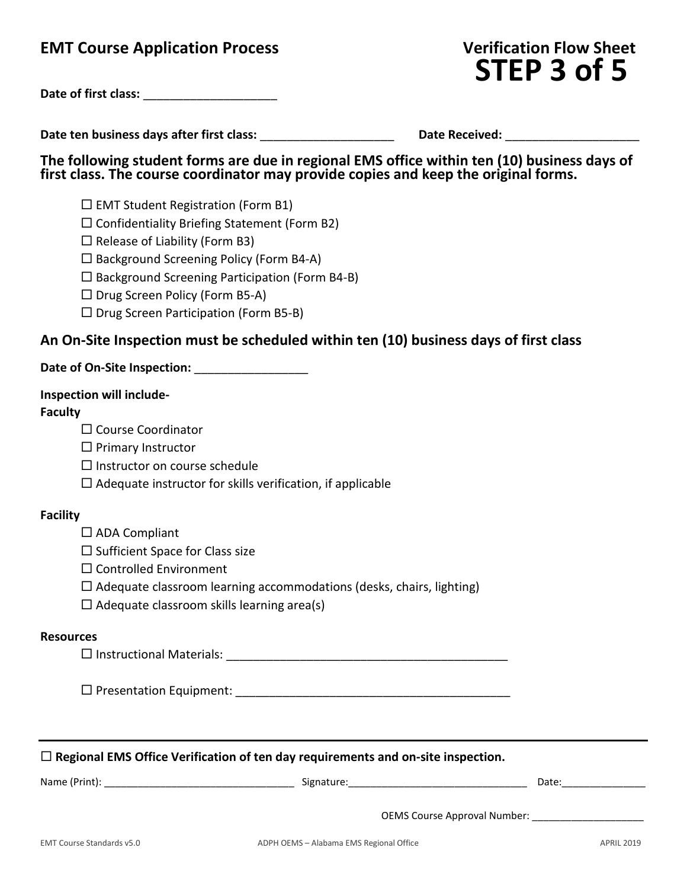# EMT Course Application Process

## Verification Flow Sheet
## STEP 3 of 5

**Date of first class:** ____________________

**Date ten business days after first class:** ____________________ **Date Received:** ____________________

**The following student forms are due in regional EMS office within ten (10) business days of first class. The course coordinator may provide copies and keep the original forms.**

- ☐ EMT Student Registration (Form B1)
- ☐ Confidentiality Briefing Statement (Form B2)
- ☐ Release of Liability (Form B3)
- ☐ Background Screening Policy (Form B4-A)
- ☐ Background Screening Participation (Form B4-B)
- ☐ Drug Screen Policy (Form B5-A)
- ☐ Drug Screen Participation (Form B5-B)

## An On-Site Inspection must be scheduled within ten (10) business days of first class

**Date of On-Site Inspection:** _________________

**Inspection will include-**

**Faculty**

- ☐ Course Coordinator
- ☐ Primary Instructor
- ☐ Instructor on course schedule
- ☐ Adequate instructor for skills verification, if applicable

**Facility**

- ☐ ADA Compliant
- ☐ Sufficient Space for Class size
- ☐ Controlled Environment
- ☐ Adequate classroom learning accommodations (desks, chairs, lighting)
- ☐ Adequate classroom skills learning area(s)

**Resources**

- ☐ Instructional Materials: ___________________________________________
- ☐ Presentation Equipment: __________________________________________

---

☐ **Regional EMS Office Verification of ten day requirements and on-site inspection.**

Name (Print): _________________________________ Signature:_______________________________ Date:_______________

OEMS Course Approval Number: ____________________

EMT Course Standards v5.0 ADPH OEMS – Alabama EMS Regional Office APRIL 2019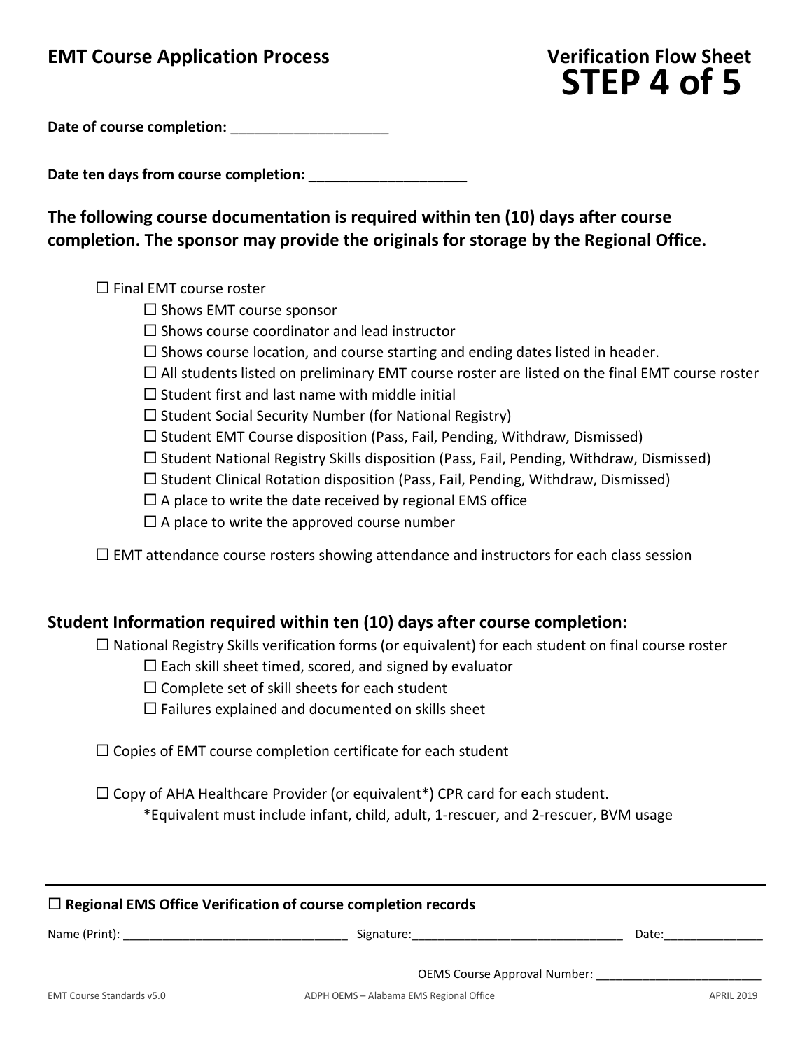## EMT Course Application Process

**Verification Flow Sheet**

# STEP 4 of 5

**Date of course completion:** ____________________

**Date ten days from course completion:** ____________________

### The following course documentation is required within ten (10) days after course completion. The sponsor may provide the originals for storage by the Regional Office.

- ☐ Final EMT course roster
  - ☐ Shows EMT course sponsor
  - ☐ Shows course coordinator and lead instructor
  - ☐ Shows course location, and course starting and ending dates listed in header.
  - ☐ All students listed on preliminary EMT course roster are listed on the final EMT course roster
  - ☐ Student first and last name with middle initial
  - ☐ Student Social Security Number (for National Registry)
  - ☐ Student EMT Course disposition (Pass, Fail, Pending, Withdraw, Dismissed)
  - ☐ Student National Registry Skills disposition (Pass, Fail, Pending, Withdraw, Dismissed)
  - ☐ Student Clinical Rotation disposition (Pass, Fail, Pending, Withdraw, Dismissed)
  - ☐ A place to write the date received by regional EMS office
  - ☐ A place to write the approved course number
- ☐ EMT attendance course rosters showing attendance and instructors for each class session

### Student Information required within ten (10) days after course completion:

- ☐ National Registry Skills verification forms (or equivalent) for each student on final course roster
  - ☐ Each skill sheet timed, scored, and signed by evaluator
  - ☐ Complete set of skill sheets for each student
  - ☐ Failures explained and documented on skills sheet
- ☐ Copies of EMT course completion certificate for each student
- ☐ Copy of AHA Healthcare Provider (or equivalent*) CPR card for each student.
  *Equivalent must include infant, child, adult, 1-rescuer, and 2-rescuer, BVM usage

---

☐ **Regional EMS Office Verification of course completion records**

Name (Print): ________________________________ Signature: ________________________________ Date: _______________

OEMS Course Approval Number: _________________________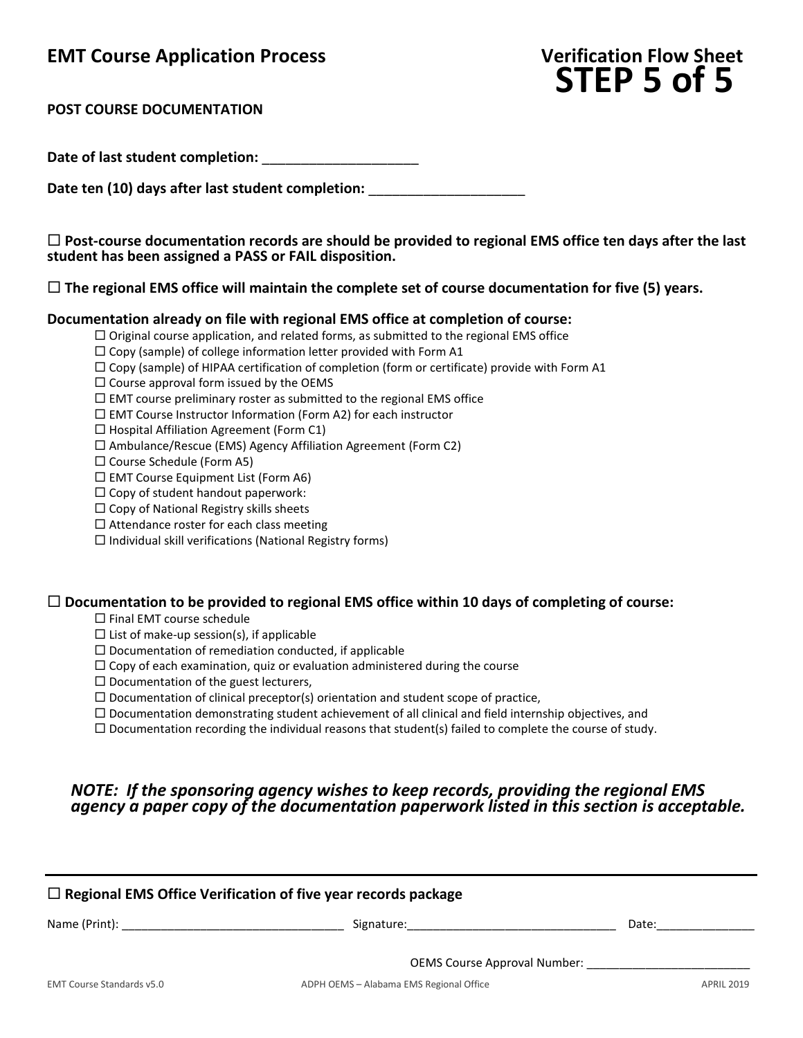## EMT Course Application Process

## Verification Flow Sheet
# STEP 5 of 5

**POST COURSE DOCUMENTATION**

**Date of last student completion:** ____________________

**Date ten (10) days after last student completion:** ____________________

☐ **Post-course documentation records are should be provided to regional EMS office ten days after the last student has been assigned a PASS or FAIL disposition.**

☐ **The regional EMS office will maintain the complete set of course documentation for five (5) years.**

**Documentation already on file with regional EMS office at completion of course:**

- ☐ Original course application, and related forms, as submitted to the regional EMS office
- ☐ Copy (sample) of college information letter provided with Form A1
- ☐ Copy (sample) of HIPAA certification of completion (form or certificate) provide with Form A1
- ☐ Course approval form issued by the OEMS
- ☐ EMT course preliminary roster as submitted to the regional EMS office
- ☐ EMT Course Instructor Information (Form A2) for each instructor
- ☐ Hospital Affiliation Agreement (Form C1)
- ☐ Ambulance/Rescue (EMS) Agency Affiliation Agreement (Form C2)
- ☐ Course Schedule (Form A5)
- ☐ EMT Course Equipment List (Form A6)
- ☐ Copy of student handout paperwork:
- ☐ Copy of National Registry skills sheets
- ☐ Attendance roster for each class meeting
- ☐ Individual skill verifications (National Registry forms)

☐ **Documentation to be provided to regional EMS office within 10 days of completing of course:**

- ☐ Final EMT course schedule
- ☐ List of make-up session(s), if applicable
- ☐ Documentation of remediation conducted, if applicable
- ☐ Copy of each examination, quiz or evaluation administered during the course
- ☐ Documentation of the guest lecturers,
- ☐ Documentation of clinical preceptor(s) orientation and student scope of practice,
- ☐ Documentation demonstrating student achievement of all clinical and field internship objectives, and
- ☐ Documentation recording the individual reasons that student(s) failed to complete the course of study.

***NOTE: If the sponsoring agency wishes to keep records, providing the regional EMS agency a paper copy of the documentation paperwork listed in this section is acceptable.***

---

☐ **Regional EMS Office Verification of five year records package**

Name (Print): ________________________________ Signature:______________________________ Date:______________

OEMS Course Approval Number: ________________________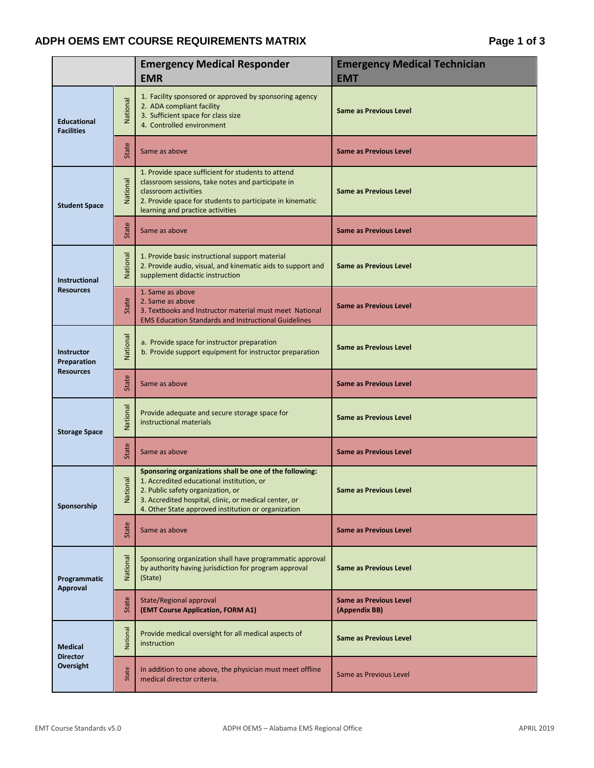## ADPH OEMS EMT COURSE REQUIREMENTS MATRIX

| | | Emergency Medical Responder EMR | Emergency Medical Technician EMT |
|---|---|---|---|
| **Educational Facilities** | National | 1. Facility sponsored or approved by sponsoring agency<br>2. ADA compliant facility<br>3. Sufficient space for class size<br>4. Controlled environment | **Same as Previous Level** |
| | State | Same as above | **Same as Previous Level** |
| **Student Space** | National | 1. Provide space sufficient for students to attend classroom sessions, take notes and participate in classroom activities<br>2. Provide space for students to participate in kinematic learning and practice activities | **Same as Previous Level** |
| | State | Same as above | **Same as Previous Level** |
| **Instructional Resources** | National | 1. Provide basic instructional support material<br>2. Provide audio, visual, and kinematic aids to support and supplement didactic instruction | **Same as Previous Level** |
| | State | 1. Same as above<br>2. Same as above<br>3. Textbooks and Instructor material must meet National EMS Education Standards and Instructional Guidelines | **Same as Previous Level** |
| **Instructor Preparation Resources** | National | a. Provide space for instructor preparation<br>b. Provide support equipment for instructor preparation | **Same as Previous Level** |
| | State | Same as above | **Same as Previous Level** |
| **Storage Space** | National | Provide adequate and secure storage space for instructional materials | **Same as Previous Level** |
| | State | Same as above | **Same as Previous Level** |
| **Sponsorship** | National | **Sponsoring organizations shall be one of the following:**<br>1. Accredited educational institution, or<br>2. Public safety organization, or<br>3. Accredited hospital, clinic, or medical center, or<br>4. Other State approved institution or organization | **Same as Previous Level** |
| | State | Same as above | **Same as Previous Level** |
| **Programmatic Approval** | National | Sponsoring organization shall have programmatic approval by authority having jurisdiction for program approval (State) | **Same as Previous Level** |
| | State | State/Regional approval<br>**(EMT Course Application, FORM A1)** | **Same as Previous Level (Appendix BB)** |
| **Medical Director Oversight** | National | Provide medical oversight for all medical aspects of instruction | **Same as Previous Level** |
| | State | In addition to one above, the physician must meet offline medical director criteria. | Same as Previous Level |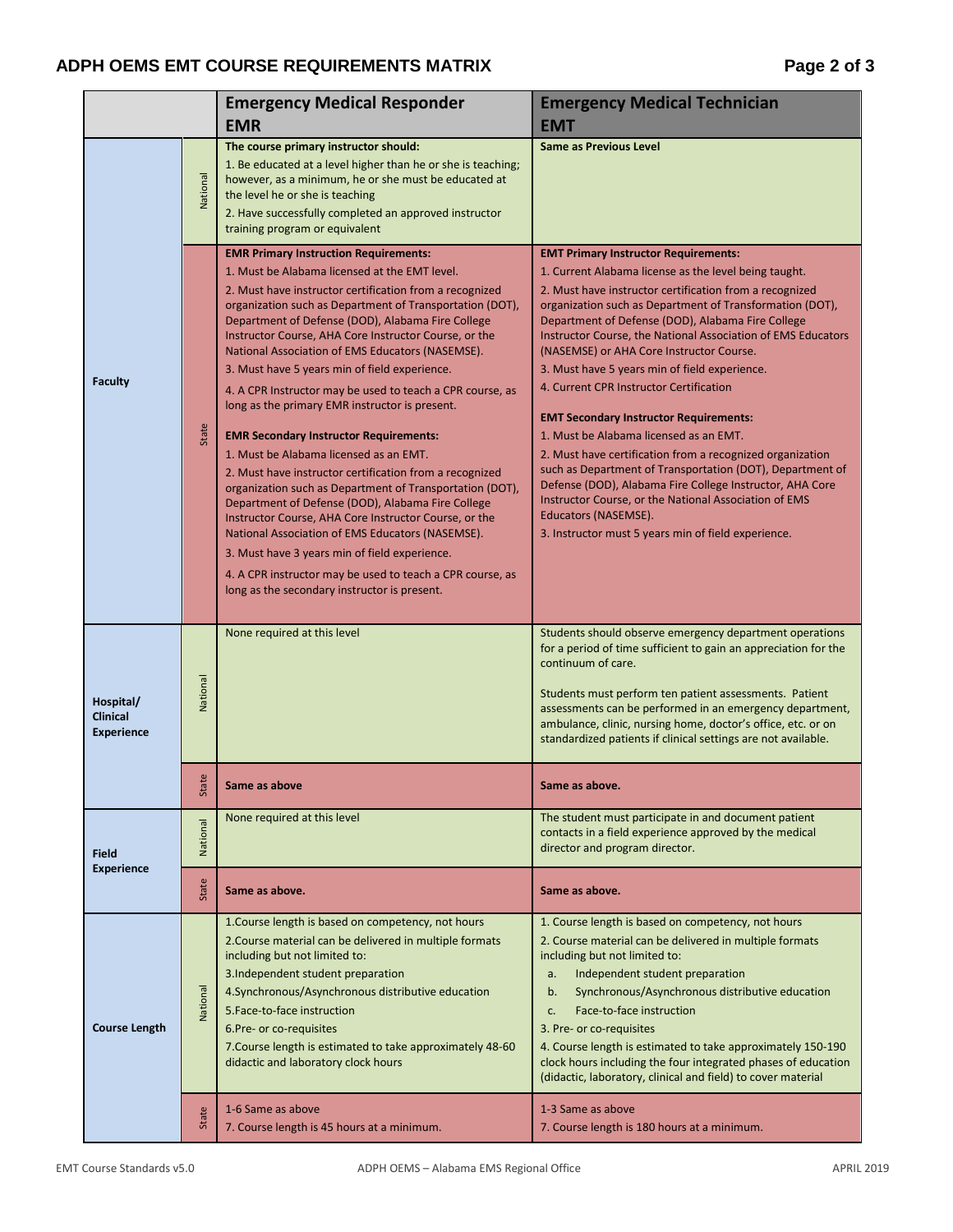## ADPH OEMS EMT COURSE REQUIREMENTS MATRIX

| | | Emergency Medical Responder EMR | Emergency Medical Technician EMT |
|---|---|---|---|
| **Faculty** | National | **The course primary instructor should:**<br>1. Be educated at a level higher than he or she is teaching; however, as a minimum, he or she must be educated at the level he or she is teaching<br>2. Have successfully completed an approved instructor training program or equivalent | **Same as Previous Level** |
| | State | **EMR Primary Instruction Requirements:**<br>1. Must be Alabama licensed at the EMT level.<br>2. Must have instructor certification from a recognized organization such as Department of Transportation (DOT), Department of Defense (DOD), Alabama Fire College Instructor Course, AHA Core Instructor Course, or the National Association of EMS Educators (NASEMSE).<br>3. Must have 5 years min of field experience.<br>4. A CPR Instructor may be used to teach a CPR course, as long as the primary EMR instructor is present.<br><br>**EMR Secondary Instructor Requirements:**<br>1. Must be Alabama licensed as an EMT.<br>2. Must have instructor certification from a recognized organization such as Department of Transportation (DOT), Department of Defense (DOD), Alabama Fire College Instructor Course, AHA Core Instructor Course, or the National Association of EMS Educators (NASEMSE).<br>3. Must have 3 years min of field experience.<br>4. A CPR instructor may be used to teach a CPR course, as long as the secondary instructor is present. | **EMT Primary Instructor Requirements:**<br>1. Current Alabama license as the level being taught.<br>2. Must have instructor certification from a recognized organization such as Department of Transformation (DOT), Department of Defense (DOD), Alabama Fire College Instructor Course, the National Association of EMS Educators (NASEMSE) or AHA Core Instructor Course.<br>3. Must have 5 years min of field experience.<br>4. Current CPR Instructor Certification<br><br>**EMT Secondary Instructor Requirements:**<br>1. Must be Alabama licensed as an EMT.<br>2. Must have certification from a recognized organization such as Department of Transportation (DOT), Department of Defense (DOD), Alabama Fire College Instructor, AHA Core Instructor Course, or the National Association of EMS Educators (NASEMSE).<br>3. Instructor must 5 years min of field experience. |
| **Hospital/ Clinical Experience** | National | None required at this level | Students should observe emergency department operations for a period of time sufficient to gain an appreciation for the continuum of care.<br><br>Students must perform ten patient assessments. Patient assessments can be performed in an emergency department, ambulance, clinic, nursing home, doctor's office, etc. or on standardized patients if clinical settings are not available. |
| | State | **Same as above** | **Same as above.** |
| **Field Experience** | National | None required at this level | The student must participate in and document patient contacts in a field experience approved by the medical director and program director. |
| | State | **Same as above.** | **Same as above.** |
| **Course Length** | National | 1.Course length is based on competency, not hours<br>2.Course material can be delivered in multiple formats including but not limited to:<br>3.Independent student preparation<br>4.Synchronous/Asynchronous distributive education<br>5.Face-to-face instruction<br>6.Pre- or co-requisites<br>7.Course length is estimated to take approximately 48-60 didactic and laboratory clock hours | 1. Course length is based on competency, not hours<br>2. Course material can be delivered in multiple formats including but not limited to:<br>a. Independent student preparation<br>b. Synchronous/Asynchronous distributive education<br>c. Face-to-face instruction<br>3. Pre- or co-requisites<br>4. Course length is estimated to take approximately 150-190 clock hours including the four integrated phases of education (didactic, laboratory, clinical and field) to cover material |
| | State | 1-6 Same as above<br>7. Course length is 45 hours at a minimum. | 1-3 Same as above<br>7. Course length is 180 hours at a minimum. |

EMT Course Standards v5.0 ADPH OEMS – Alabama EMS Regional Office APRIL 2019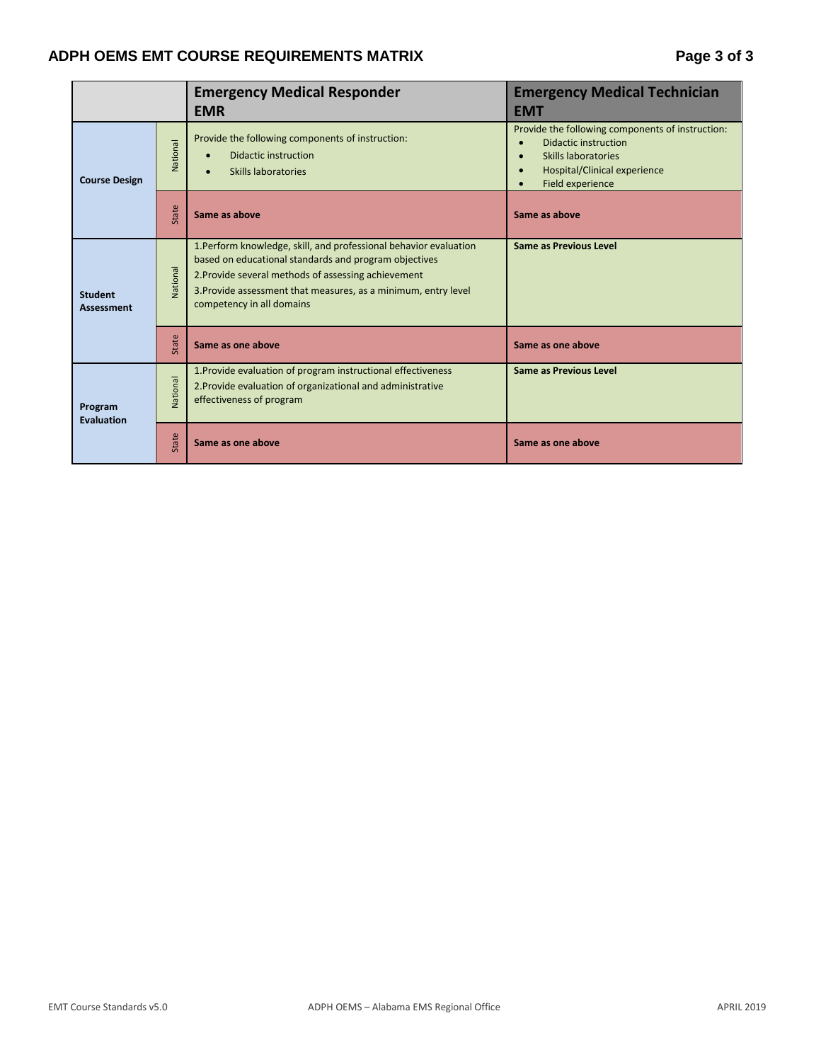| | | Emergency Medical Responder EMR | Emergency Medical Technician EMT |
|---|---|---|---|
| Course Design | National | Provide the following components of instruction:<br>• Didactic instruction<br>• Skills laboratories | Provide the following components of instruction:<br>• Didactic instruction<br>• Skills laboratories<br>• Hospital/Clinical experience<br>• Field experience |
| | State | **Same as above** | **Same as above** |
| Student Assessment | National | 1.Perform knowledge, skill, and professional behavior evaluation based on educational standards and program objectives<br>2.Provide several methods of assessing achievement<br>3.Provide assessment that measures, as a minimum, entry level competency in all domains | **Same as Previous Level** |
| | State | **Same as one above** | **Same as one above** |
| Program Evaluation | National | 1.Provide evaluation of program instructional effectiveness<br>2.Provide evaluation of organizational and administrative effectiveness of program | **Same as Previous Level** |
| | State | **Same as one above** | **Same as one above** |